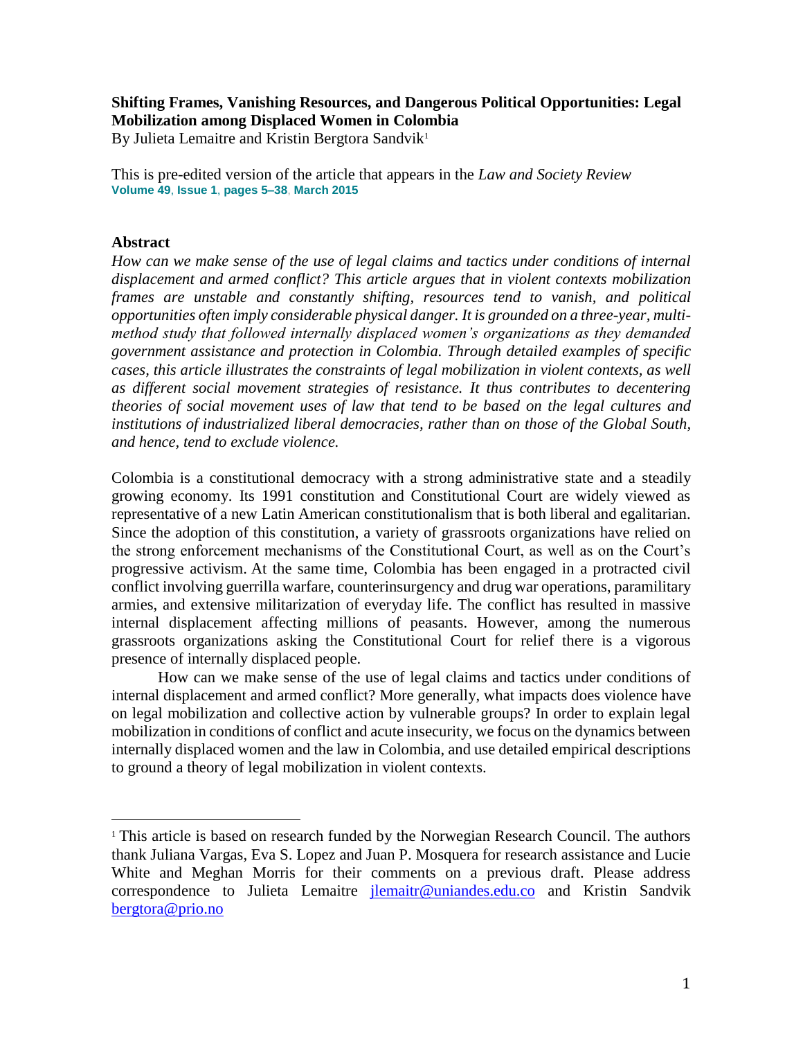**Shifting Frames, Vanishing Resources, and Dangerous Political Opportunities: Legal Mobilization among Displaced Women in Colombia**

By Julieta Lemaitre and Kristin Bergtora Sandvik[1]

This is pre-edited version of the article that appears in the *Law and Society Review* Volume 49, Issue 1, pages 5–38, March 2015

## Abstract

*How can we make sense of the use of legal claims and tactics under conditions of internal displacement and armed conflict? This article argues that in violent contexts mobilization frames are unstable and constantly shifting, resources tend to vanish, and political opportunities often imply considerable physical danger. It is grounded on a three-year, multi-method study that followed internally displaced women's organizations as they demanded government assistance and protection in Colombia. Through detailed examples of specific cases, this article illustrates the constraints of legal mobilization in violent contexts, as well as different social movement strategies of resistance. It thus contributes to decentering theories of social movement uses of law that tend to be based on the legal cultures and institutions of industrialized liberal democracies, rather than on those of the Global South, and hence, tend to exclude violence.*

Colombia is a constitutional democracy with a strong administrative state and a steadily growing economy. Its 1991 constitution and Constitutional Court are widely viewed as representative of a new Latin American constitutionalism that is both liberal and egalitarian. Since the adoption of this constitution, a variety of grassroots organizations have relied on the strong enforcement mechanisms of the Constitutional Court, as well as on the Court's progressive activism. At the same time, Colombia has been engaged in a protracted civil conflict involving guerrilla warfare, counterinsurgency and drug war operations, paramilitary armies, and extensive militarization of everyday life. The conflict has resulted in massive internal displacement affecting millions of peasants. However, among the numerous grassroots organizations asking the Constitutional Court for relief there is a vigorous presence of internally displaced people.

How can we make sense of the use of legal claims and tactics under conditions of internal displacement and armed conflict? More generally, what impacts does violence have on legal mobilization and collective action by vulnerable groups? In order to explain legal mobilization in conditions of conflict and acute insecurity, we focus on the dynamics between internally displaced women and the law in Colombia, and use detailed empirical descriptions to ground a theory of legal mobilization in violent contexts.

---

[1] This article is based on research funded by the Norwegian Research Council. The authors thank Juliana Vargas, Eva S. Lopez and Juan P. Mosquera for research assistance and Lucie White and Meghan Morris for their comments on a previous draft. Please address correspondence to Julieta Lemaitre jlemaitr@uniandes.edu.co and Kristin Sandvik bergtora@prio.no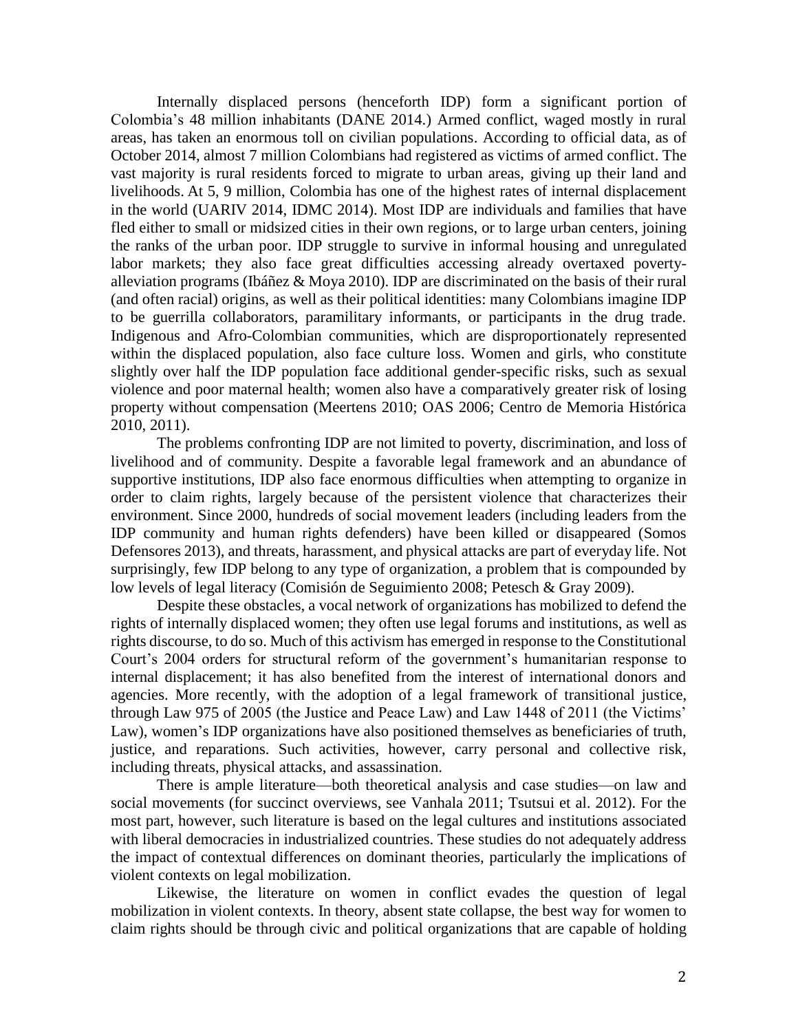Internally displaced persons (henceforth IDP) form a significant portion of Colombia's 48 million inhabitants (DANE 2014.) Armed conflict, waged mostly in rural areas, has taken an enormous toll on civilian populations. According to official data, as of October 2014, almost 7 million Colombians had registered as victims of armed conflict. The vast majority is rural residents forced to migrate to urban areas, giving up their land and livelihoods. At 5, 9 million, Colombia has one of the highest rates of internal displacement in the world (UARIV 2014, IDMC 2014). Most IDP are individuals and families that have fled either to small or midsized cities in their own regions, or to large urban centers, joining the ranks of the urban poor. IDP struggle to survive in informal housing and unregulated labor markets; they also face great difficulties accessing already overtaxed poverty-alleviation programs (Ibáñez & Moya 2010). IDP are discriminated on the basis of their rural (and often racial) origins, as well as their political identities: many Colombians imagine IDP to be guerrilla collaborators, paramilitary informants, or participants in the drug trade. Indigenous and Afro-Colombian communities, which are disproportionately represented within the displaced population, also face culture loss. Women and girls, who constitute slightly over half the IDP population face additional gender-specific risks, such as sexual violence and poor maternal health; women also have a comparatively greater risk of losing property without compensation (Meertens 2010; OAS 2006; Centro de Memoria Histórica 2010, 2011).

The problems confronting IDP are not limited to poverty, discrimination, and loss of livelihood and of community. Despite a favorable legal framework and an abundance of supportive institutions, IDP also face enormous difficulties when attempting to organize in order to claim rights, largely because of the persistent violence that characterizes their environment. Since 2000, hundreds of social movement leaders (including leaders from the IDP community and human rights defenders) have been killed or disappeared (Somos Defensores 2013), and threats, harassment, and physical attacks are part of everyday life. Not surprisingly, few IDP belong to any type of organization, a problem that is compounded by low levels of legal literacy (Comisión de Seguimiento 2008; Petesch & Gray 2009).

Despite these obstacles, a vocal network of organizations has mobilized to defend the rights of internally displaced women; they often use legal forums and institutions, as well as rights discourse, to do so. Much of this activism has emerged in response to the Constitutional Court's 2004 orders for structural reform of the government's humanitarian response to internal displacement; it has also benefited from the interest of international donors and agencies. More recently, with the adoption of a legal framework of transitional justice, through Law 975 of 2005 (the Justice and Peace Law) and Law 1448 of 2011 (the Victims' Law), women's IDP organizations have also positioned themselves as beneficiaries of truth, justice, and reparations. Such activities, however, carry personal and collective risk, including threats, physical attacks, and assassination.

There is ample literature—both theoretical analysis and case studies—on law and social movements (for succinct overviews, see Vanhala 2011; Tsutsui et al. 2012). For the most part, however, such literature is based on the legal cultures and institutions associated with liberal democracies in industrialized countries. These studies do not adequately address the impact of contextual differences on dominant theories, particularly the implications of violent contexts on legal mobilization.

Likewise, the literature on women in conflict evades the question of legal mobilization in violent contexts. In theory, absent state collapse, the best way for women to claim rights should be through civic and political organizations that are capable of holding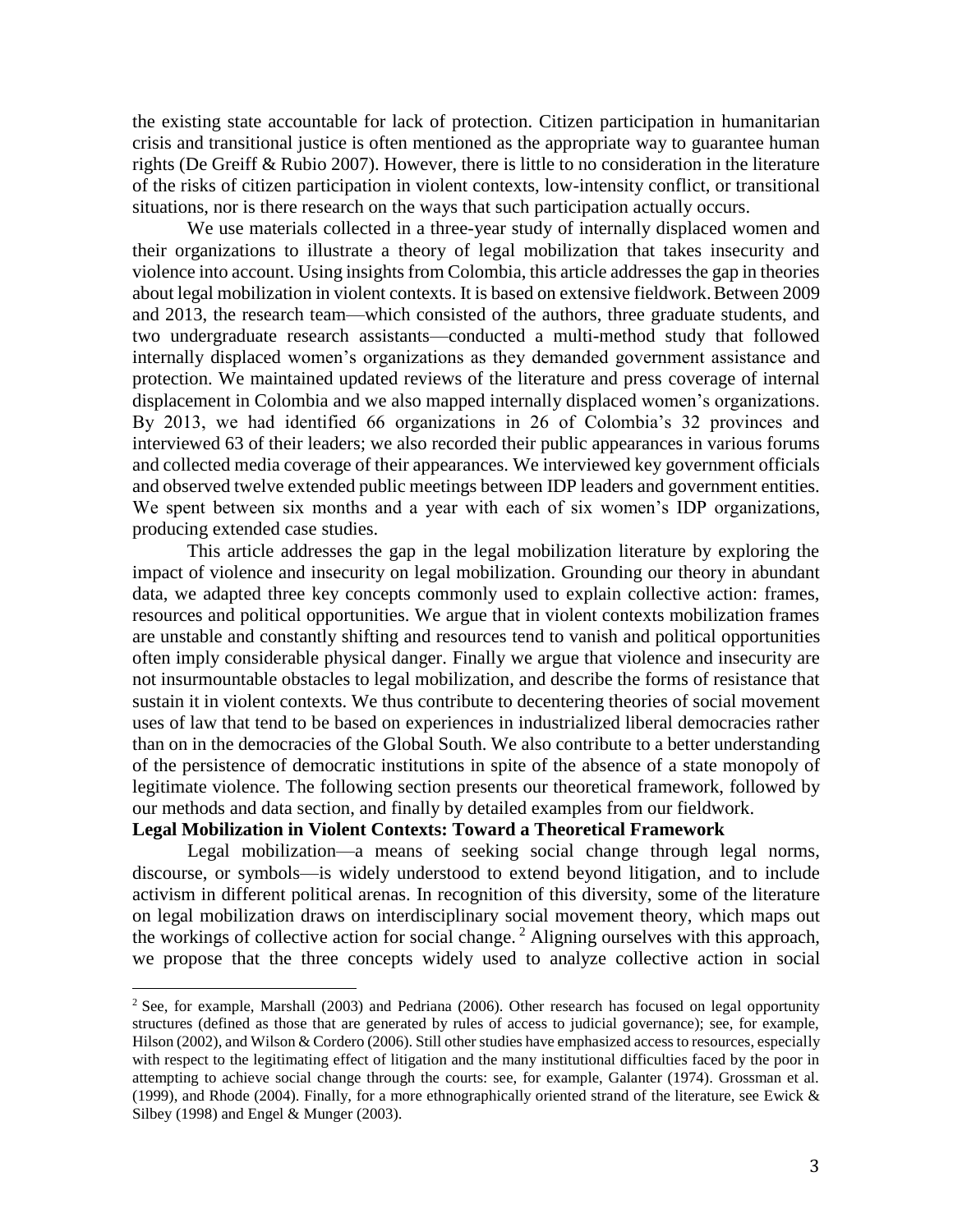the existing state accountable for lack of protection. Citizen participation in humanitarian crisis and transitional justice is often mentioned as the appropriate way to guarantee human rights (De Greiff & Rubio 2007). However, there is little to no consideration in the literature of the risks of citizen participation in violent contexts, low-intensity conflict, or transitional situations, nor is there research on the ways that such participation actually occurs.

We use materials collected in a three-year study of internally displaced women and their organizations to illustrate a theory of legal mobilization that takes insecurity and violence into account. Using insights from Colombia, this article addresses the gap in theories about legal mobilization in violent contexts. It is based on extensive fieldwork. Between 2009 and 2013, the research team—which consisted of the authors, three graduate students, and two undergraduate research assistants—conducted a multi-method study that followed internally displaced women's organizations as they demanded government assistance and protection. We maintained updated reviews of the literature and press coverage of internal displacement in Colombia and we also mapped internally displaced women's organizations. By 2013, we had identified 66 organizations in 26 of Colombia's 32 provinces and interviewed 63 of their leaders; we also recorded their public appearances in various forums and collected media coverage of their appearances. We interviewed key government officials and observed twelve extended public meetings between IDP leaders and government entities. We spent between six months and a year with each of six women's IDP organizations, producing extended case studies.

This article addresses the gap in the legal mobilization literature by exploring the impact of violence and insecurity on legal mobilization. Grounding our theory in abundant data, we adapted three key concepts commonly used to explain collective action: frames, resources and political opportunities. We argue that in violent contexts mobilization frames are unstable and constantly shifting and resources tend to vanish and political opportunities often imply considerable physical danger. Finally we argue that violence and insecurity are not insurmountable obstacles to legal mobilization, and describe the forms of resistance that sustain it in violent contexts. We thus contribute to decentering theories of social movement uses of law that tend to be based on experiences in industrialized liberal democracies rather than on in the democracies of the Global South. We also contribute to a better understanding of the persistence of democratic institutions in spite of the absence of a state monopoly of legitimate violence. The following section presents our theoretical framework, followed by our methods and data section, and finally by detailed examples from our fieldwork.

## Legal Mobilization in Violent Contexts: Toward a Theoretical Framework

Legal mobilization—a means of seeking social change through legal norms, discourse, or symbols—is widely understood to extend beyond litigation, and to include activism in different political arenas. In recognition of this diversity, some of the literature on legal mobilization draws on interdisciplinary social movement theory, which maps out the workings of collective action for social change. [2] Aligning ourselves with this approach, we propose that the three concepts widely used to analyze collective action in social

---

[2] See, for example, Marshall (2003) and Pedriana (2006). Other research has focused on legal opportunity structures (defined as those that are generated by rules of access to judicial governance); see, for example, Hilson (2002), and Wilson & Cordero (2006). Still other studies have emphasized access to resources, especially with respect to the legitimating effect of litigation and the many institutional difficulties faced by the poor in attempting to achieve social change through the courts: see, for example, Galanter (1974). Grossman et al. (1999), and Rhode (2004). Finally, for a more ethnographically oriented strand of the literature, see Ewick & Silbey (1998) and Engel & Munger (2003).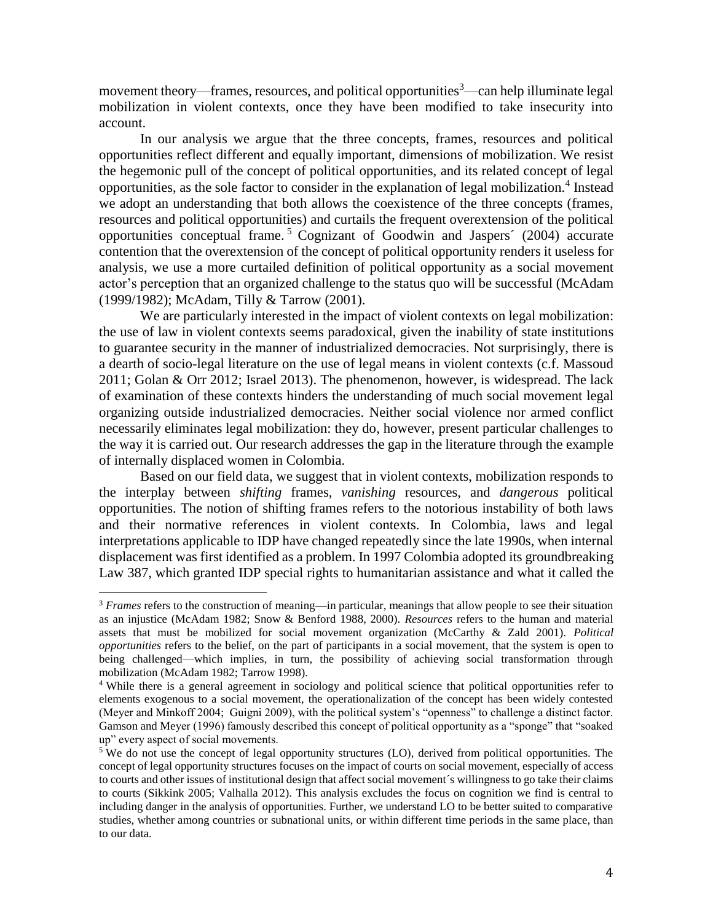movement theory—frames, resources, and political opportunities[3]—can help illuminate legal mobilization in violent contexts, once they have been modified to take insecurity into account.

In our analysis we argue that the three concepts, frames, resources and political opportunities reflect different and equally important, dimensions of mobilization. We resist the hegemonic pull of the concept of political opportunities, and its related concept of legal opportunities, as the sole factor to consider in the explanation of legal mobilization.[4] Instead we adopt an understanding that both allows the coexistence of the three concepts (frames, resources and political opportunities) and curtails the frequent overextension of the political opportunities conceptual frame.[5] Cognizant of Goodwin and Jaspers´ (2004) accurate contention that the overextension of the concept of political opportunity renders it useless for analysis, we use a more curtailed definition of political opportunity as a social movement actor's perception that an organized challenge to the status quo will be successful (McAdam (1999/1982); McAdam, Tilly & Tarrow (2001).

We are particularly interested in the impact of violent contexts on legal mobilization: the use of law in violent contexts seems paradoxical, given the inability of state institutions to guarantee security in the manner of industrialized democracies. Not surprisingly, there is a dearth of socio-legal literature on the use of legal means in violent contexts (c.f. Massoud 2011; Golan & Orr 2012; Israel 2013). The phenomenon, however, is widespread. The lack of examination of these contexts hinders the understanding of much social movement legal organizing outside industrialized democracies. Neither social violence nor armed conflict necessarily eliminates legal mobilization: they do, however, present particular challenges to the way it is carried out. Our research addresses the gap in the literature through the example of internally displaced women in Colombia.

Based on our field data, we suggest that in violent contexts, mobilization responds to the interplay between *shifting* frames, *vanishing* resources, and *dangerous* political opportunities. The notion of shifting frames refers to the notorious instability of both laws and their normative references in violent contexts. In Colombia, laws and legal interpretations applicable to IDP have changed repeatedly since the late 1990s, when internal displacement was first identified as a problem. In 1997 Colombia adopted its groundbreaking Law 387, which granted IDP special rights to humanitarian assistance and what it called the

---

[3] *Frames* refers to the construction of meaning—in particular, meanings that allow people to see their situation as an injustice (McAdam 1982; Snow & Benford 1988, 2000). *Resources* refers to the human and material assets that must be mobilized for social movement organization (McCarthy & Zald 2001). *Political opportunities* refers to the belief, on the part of participants in a social movement, that the system is open to being challenged—which implies, in turn, the possibility of achieving social transformation through mobilization (McAdam 1982; Tarrow 1998).

[4] While there is a general agreement in sociology and political science that political opportunities refer to elements exogenous to a social movement, the operationalization of the concept has been widely contested (Meyer and Minkoff 2004; Guigni 2009), with the political system's "openness" to challenge a distinct factor. Gamson and Meyer (1996) famously described this concept of political opportunity as a "sponge" that "soaked up" every aspect of social movements.

[5] We do not use the concept of legal opportunity structures (LO), derived from political opportunities. The concept of legal opportunity structures focuses on the impact of courts on social movement, especially of access to courts and other issues of institutional design that affect social movement´s willingness to go take their claims to courts (Sikkink 2005; Valhalla 2012). This analysis excludes the focus on cognition we find is central to including danger in the analysis of opportunities. Further, we understand LO to be better suited to comparative studies, whether among countries or subnational units, or within different time periods in the same place, than to our data.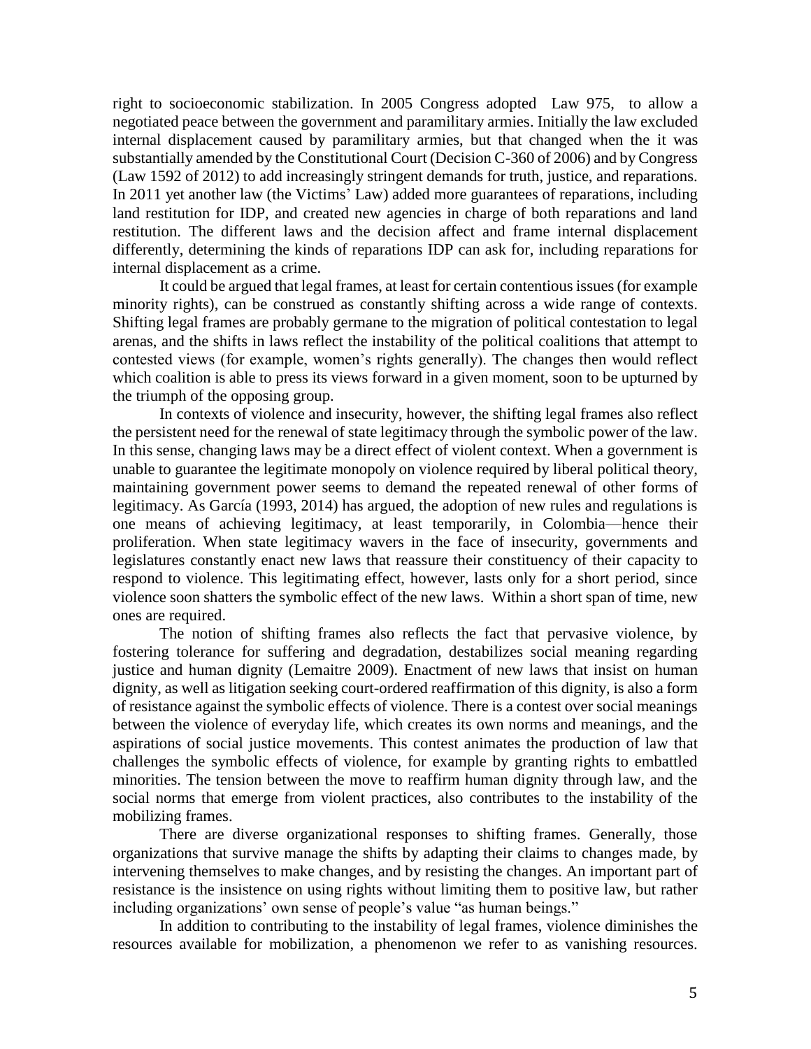right to socioeconomic stabilization. In 2005 Congress adopted Law 975, to allow a negotiated peace between the government and paramilitary armies. Initially the law excluded internal displacement caused by paramilitary armies, but that changed when the it was substantially amended by the Constitutional Court (Decision C-360 of 2006) and by Congress (Law 1592 of 2012) to add increasingly stringent demands for truth, justice, and reparations. In 2011 yet another law (the Victims' Law) added more guarantees of reparations, including land restitution for IDP, and created new agencies in charge of both reparations and land restitution. The different laws and the decision affect and frame internal displacement differently, determining the kinds of reparations IDP can ask for, including reparations for internal displacement as a crime.

It could be argued that legal frames, at least for certain contentious issues (for example minority rights), can be construed as constantly shifting across a wide range of contexts. Shifting legal frames are probably germane to the migration of political contestation to legal arenas, and the shifts in laws reflect the instability of the political coalitions that attempt to contested views (for example, women's rights generally). The changes then would reflect which coalition is able to press its views forward in a given moment, soon to be upturned by the triumph of the opposing group.

In contexts of violence and insecurity, however, the shifting legal frames also reflect the persistent need for the renewal of state legitimacy through the symbolic power of the law. In this sense, changing laws may be a direct effect of violent context. When a government is unable to guarantee the legitimate monopoly on violence required by liberal political theory, maintaining government power seems to demand the repeated renewal of other forms of legitimacy. As García (1993, 2014) has argued, the adoption of new rules and regulations is one means of achieving legitimacy, at least temporarily, in Colombia—hence their proliferation. When state legitimacy wavers in the face of insecurity, governments and legislatures constantly enact new laws that reassure their constituency of their capacity to respond to violence. This legitimating effect, however, lasts only for a short period, since violence soon shatters the symbolic effect of the new laws. Within a short span of time, new ones are required.

The notion of shifting frames also reflects the fact that pervasive violence, by fostering tolerance for suffering and degradation, destabilizes social meaning regarding justice and human dignity (Lemaitre 2009). Enactment of new laws that insist on human dignity, as well as litigation seeking court-ordered reaffirmation of this dignity, is also a form of resistance against the symbolic effects of violence. There is a contest over social meanings between the violence of everyday life, which creates its own norms and meanings, and the aspirations of social justice movements. This contest animates the production of law that challenges the symbolic effects of violence, for example by granting rights to embattled minorities. The tension between the move to reaffirm human dignity through law, and the social norms that emerge from violent practices, also contributes to the instability of the mobilizing frames.

There are diverse organizational responses to shifting frames. Generally, those organizations that survive manage the shifts by adapting their claims to changes made, by intervening themselves to make changes, and by resisting the changes. An important part of resistance is the insistence on using rights without limiting them to positive law, but rather including organizations' own sense of people's value "as human beings."

In addition to contributing to the instability of legal frames, violence diminishes the resources available for mobilization, a phenomenon we refer to as vanishing resources.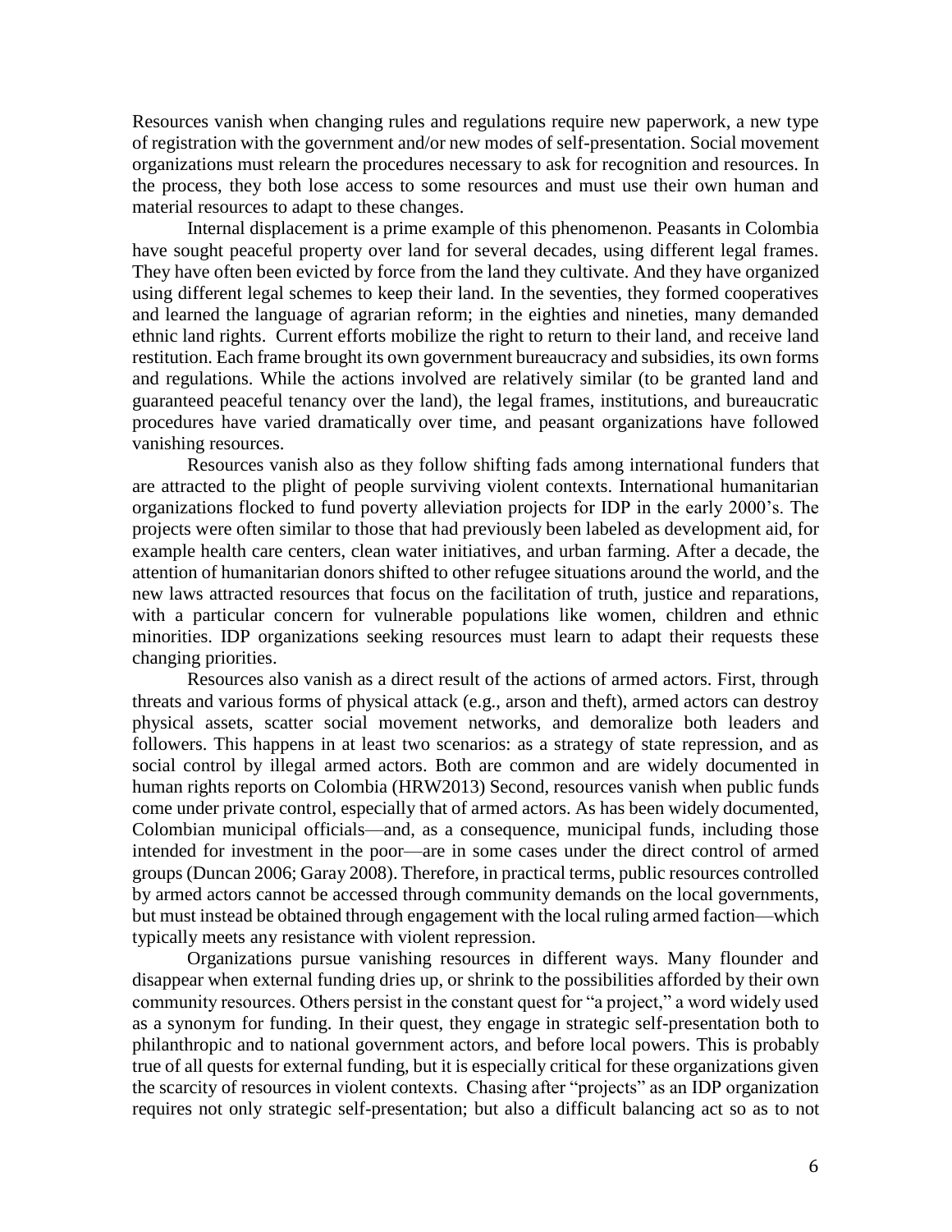Resources vanish when changing rules and regulations require new paperwork, a new type of registration with the government and/or new modes of self-presentation. Social movement organizations must relearn the procedures necessary to ask for recognition and resources. In the process, they both lose access to some resources and must use their own human and material resources to adapt to these changes.

Internal displacement is a prime example of this phenomenon. Peasants in Colombia have sought peaceful property over land for several decades, using different legal frames. They have often been evicted by force from the land they cultivate. And they have organized using different legal schemes to keep their land. In the seventies, they formed cooperatives and learned the language of agrarian reform; in the eighties and nineties, many demanded ethnic land rights. Current efforts mobilize the right to return to their land, and receive land restitution. Each frame brought its own government bureaucracy and subsidies, its own forms and regulations. While the actions involved are relatively similar (to be granted land and guaranteed peaceful tenancy over the land), the legal frames, institutions, and bureaucratic procedures have varied dramatically over time, and peasant organizations have followed vanishing resources.

Resources vanish also as they follow shifting fads among international funders that are attracted to the plight of people surviving violent contexts. International humanitarian organizations flocked to fund poverty alleviation projects for IDP in the early 2000's. The projects were often similar to those that had previously been labeled as development aid, for example health care centers, clean water initiatives, and urban farming. After a decade, the attention of humanitarian donors shifted to other refugee situations around the world, and the new laws attracted resources that focus on the facilitation of truth, justice and reparations, with a particular concern for vulnerable populations like women, children and ethnic minorities. IDP organizations seeking resources must learn to adapt their requests these changing priorities.

Resources also vanish as a direct result of the actions of armed actors. First, through threats and various forms of physical attack (e.g., arson and theft), armed actors can destroy physical assets, scatter social movement networks, and demoralize both leaders and followers. This happens in at least two scenarios: as a strategy of state repression, and as social control by illegal armed actors. Both are common and are widely documented in human rights reports on Colombia (HRW2013) Second, resources vanish when public funds come under private control, especially that of armed actors. As has been widely documented, Colombian municipal officials—and, as a consequence, municipal funds, including those intended for investment in the poor—are in some cases under the direct control of armed groups (Duncan 2006; Garay 2008). Therefore, in practical terms, public resources controlled by armed actors cannot be accessed through community demands on the local governments, but must instead be obtained through engagement with the local ruling armed faction—which typically meets any resistance with violent repression.

Organizations pursue vanishing resources in different ways. Many flounder and disappear when external funding dries up, or shrink to the possibilities afforded by their own community resources. Others persist in the constant quest for "a project," a word widely used as a synonym for funding. In their quest, they engage in strategic self-presentation both to philanthropic and to national government actors, and before local powers. This is probably true of all quests for external funding, but it is especially critical for these organizations given the scarcity of resources in violent contexts. Chasing after "projects" as an IDP organization requires not only strategic self-presentation; but also a difficult balancing act so as to not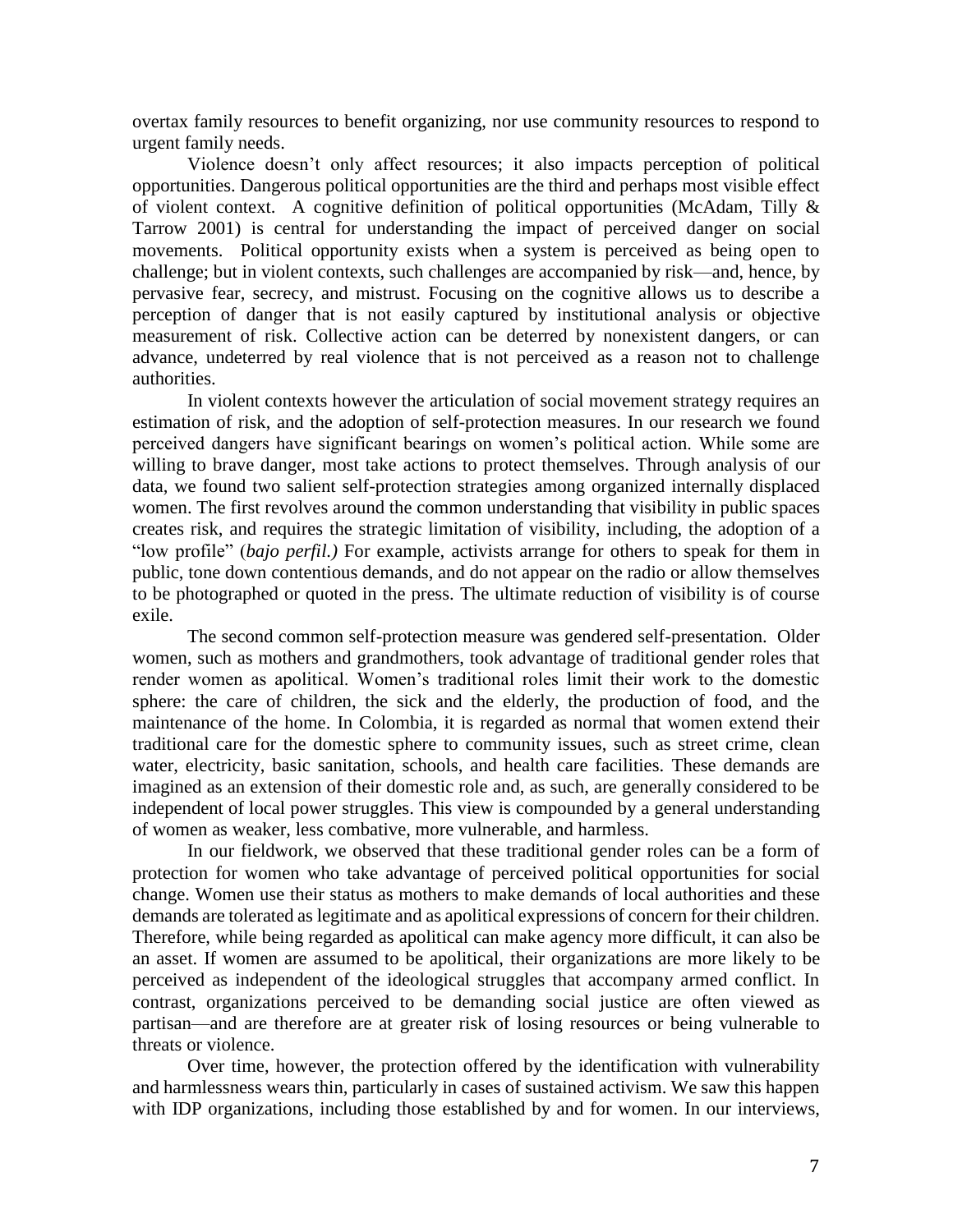overtax family resources to benefit organizing, nor use community resources to respond to urgent family needs.

Violence doesn't only affect resources; it also impacts perception of political opportunities. Dangerous political opportunities are the third and perhaps most visible effect of violent context. A cognitive definition of political opportunities (McAdam, Tilly & Tarrow 2001) is central for understanding the impact of perceived danger on social movements. Political opportunity exists when a system is perceived as being open to challenge; but in violent contexts, such challenges are accompanied by risk—and, hence, by pervasive fear, secrecy, and mistrust. Focusing on the cognitive allows us to describe a perception of danger that is not easily captured by institutional analysis or objective measurement of risk. Collective action can be deterred by nonexistent dangers, or can advance, undeterred by real violence that is not perceived as a reason not to challenge authorities.

In violent contexts however the articulation of social movement strategy requires an estimation of risk, and the adoption of self-protection measures. In our research we found perceived dangers have significant bearings on women's political action. While some are willing to brave danger, most take actions to protect themselves. Through analysis of our data, we found two salient self-protection strategies among organized internally displaced women. The first revolves around the common understanding that visibility in public spaces creates risk, and requires the strategic limitation of visibility, including, the adoption of a "low profile" (*bajo perfil.)* For example, activists arrange for others to speak for them in public, tone down contentious demands, and do not appear on the radio or allow themselves to be photographed or quoted in the press. The ultimate reduction of visibility is of course exile.

The second common self-protection measure was gendered self-presentation. Older women, such as mothers and grandmothers, took advantage of traditional gender roles that render women as apolitical. Women's traditional roles limit their work to the domestic sphere: the care of children, the sick and the elderly, the production of food, and the maintenance of the home. In Colombia, it is regarded as normal that women extend their traditional care for the domestic sphere to community issues, such as street crime, clean water, electricity, basic sanitation, schools, and health care facilities. These demands are imagined as an extension of their domestic role and, as such, are generally considered to be independent of local power struggles. This view is compounded by a general understanding of women as weaker, less combative, more vulnerable, and harmless.

In our fieldwork, we observed that these traditional gender roles can be a form of protection for women who take advantage of perceived political opportunities for social change. Women use their status as mothers to make demands of local authorities and these demands are tolerated as legitimate and as apolitical expressions of concern for their children. Therefore, while being regarded as apolitical can make agency more difficult, it can also be an asset. If women are assumed to be apolitical, their organizations are more likely to be perceived as independent of the ideological struggles that accompany armed conflict. In contrast, organizations perceived to be demanding social justice are often viewed as partisan—and are therefore are at greater risk of losing resources or being vulnerable to threats or violence.

Over time, however, the protection offered by the identification with vulnerability and harmlessness wears thin, particularly in cases of sustained activism. We saw this happen with IDP organizations, including those established by and for women. In our interviews,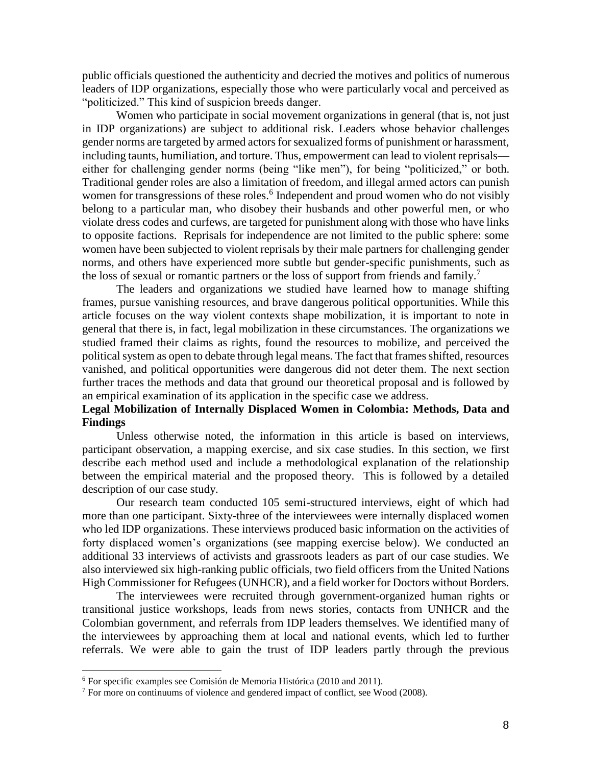public officials questioned the authenticity and decried the motives and politics of numerous leaders of IDP organizations, especially those who were particularly vocal and perceived as "politicized." This kind of suspicion breeds danger.

Women who participate in social movement organizations in general (that is, not just in IDP organizations) are subject to additional risk. Leaders whose behavior challenges gender norms are targeted by armed actors for sexualized forms of punishment or harassment, including taunts, humiliation, and torture. Thus, empowerment can lead to violent reprisals—either for challenging gender norms (being "like men"), for being "politicized," or both. Traditional gender roles are also a limitation of freedom, and illegal armed actors can punish women for transgressions of these roles.[6] Independent and proud women who do not visibly belong to a particular man, who disobey their husbands and other powerful men, or who violate dress codes and curfews, are targeted for punishment along with those who have links to opposite factions. Reprisals for independence are not limited to the public sphere: some women have been subjected to violent reprisals by their male partners for challenging gender norms, and others have experienced more subtle but gender-specific punishments, such as the loss of sexual or romantic partners or the loss of support from friends and family.[7]

The leaders and organizations we studied have learned how to manage shifting frames, pursue vanishing resources, and brave dangerous political opportunities. While this article focuses on the way violent contexts shape mobilization, it is important to note in general that there is, in fact, legal mobilization in these circumstances. The organizations we studied framed their claims as rights, found the resources to mobilize, and perceived the political system as open to debate through legal means. The fact that frames shifted, resources vanished, and political opportunities were dangerous did not deter them. The next section further traces the methods and data that ground our theoretical proposal and is followed by an empirical examination of its application in the specific case we address.

**Legal Mobilization of Internally Displaced Women in Colombia: Methods, Data and Findings**

Unless otherwise noted, the information in this article is based on interviews, participant observation, a mapping exercise, and six case studies. In this section, we first describe each method used and include a methodological explanation of the relationship between the empirical material and the proposed theory. This is followed by a detailed description of our case study.

Our research team conducted 105 semi-structured interviews, eight of which had more than one participant. Sixty-three of the interviewees were internally displaced women who led IDP organizations. These interviews produced basic information on the activities of forty displaced women's organizations (see mapping exercise below). We conducted an additional 33 interviews of activists and grassroots leaders as part of our case studies. We also interviewed six high-ranking public officials, two field officers from the United Nations High Commissioner for Refugees (UNHCR), and a field worker for Doctors without Borders.

The interviewees were recruited through government-organized human rights or transitional justice workshops, leads from news stories, contacts from UNHCR and the Colombian government, and referrals from IDP leaders themselves. We identified many of the interviewees by approaching them at local and national events, which led to further referrals. We were able to gain the trust of IDP leaders partly through the previous

[6] For specific examples see Comisión de Memoria Histórica (2010 and 2011).

[7] For more on continuums of violence and gendered impact of conflict, see Wood (2008).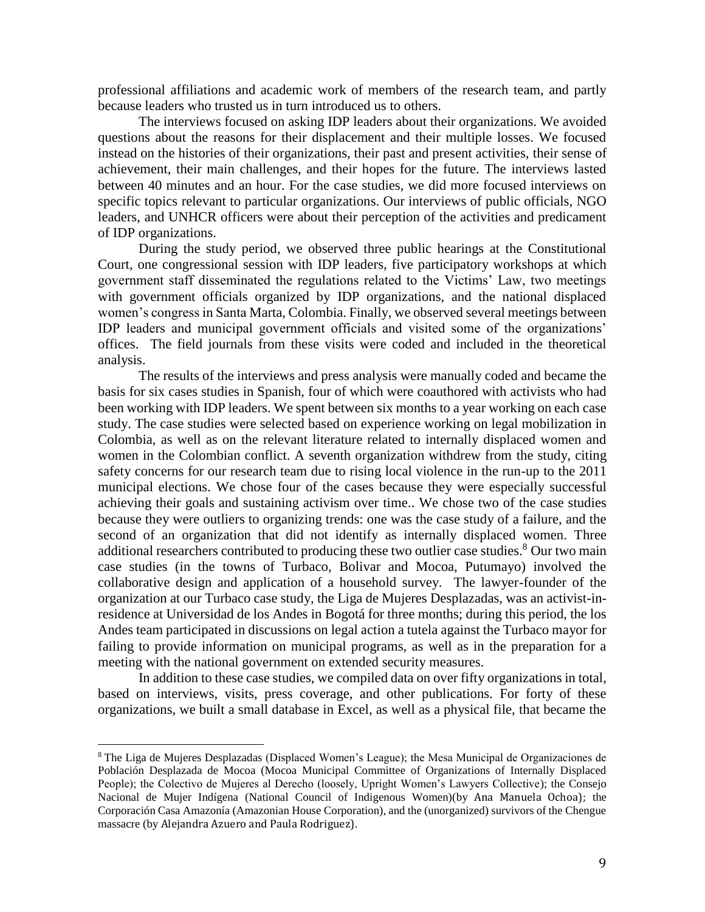professional affiliations and academic work of members of the research team, and partly because leaders who trusted us in turn introduced us to others.

The interviews focused on asking IDP leaders about their organizations. We avoided questions about the reasons for their displacement and their multiple losses. We focused instead on the histories of their organizations, their past and present activities, their sense of achievement, their main challenges, and their hopes for the future. The interviews lasted between 40 minutes and an hour. For the case studies, we did more focused interviews on specific topics relevant to particular organizations. Our interviews of public officials, NGO leaders, and UNHCR officers were about their perception of the activities and predicament of IDP organizations.

During the study period, we observed three public hearings at the Constitutional Court, one congressional session with IDP leaders, five participatory workshops at which government staff disseminated the regulations related to the Victims' Law, two meetings with government officials organized by IDP organizations, and the national displaced women's congress in Santa Marta, Colombia. Finally, we observed several meetings between IDP leaders and municipal government officials and visited some of the organizations' offices. The field journals from these visits were coded and included in the theoretical analysis.

The results of the interviews and press analysis were manually coded and became the basis for six cases studies in Spanish, four of which were coauthored with activists who had been working with IDP leaders. We spent between six months to a year working on each case study. The case studies were selected based on experience working on legal mobilization in Colombia, as well as on the relevant literature related to internally displaced women and women in the Colombian conflict. A seventh organization withdrew from the study, citing safety concerns for our research team due to rising local violence in the run-up to the 2011 municipal elections. We chose four of the cases because they were especially successful achieving their goals and sustaining activism over time.. We chose two of the case studies because they were outliers to organizing trends: one was the case study of a failure, and the second of an organization that did not identify as internally displaced women. Three additional researchers contributed to producing these two outlier case studies.[8] Our two main case studies (in the towns of Turbaco, Bolivar and Mocoa, Putumayo) involved the collaborative design and application of a household survey. The lawyer-founder of the organization at our Turbaco case study, the Liga de Mujeres Desplazadas, was an activist-in-residence at Universidad de los Andes in Bogotá for three months; during this period, the los Andes team participated in discussions on legal action a tutela against the Turbaco mayor for failing to provide information on municipal programs, as well as in the preparation for a meeting with the national government on extended security measures.

In addition to these case studies, we compiled data on over fifty organizations in total, based on interviews, visits, press coverage, and other publications. For forty of these organizations, we built a small database in Excel, as well as a physical file, that became the

---

[8] The Liga de Mujeres Desplazadas (Displaced Women's League); the Mesa Municipal de Organizaciones de Población Desplazada de Mocoa (Mocoa Municipal Committee of Organizations of Internally Displaced People); the Colectivo de Mujeres al Derecho (loosely, Upright Women's Lawyers Collective); the Consejo Nacional de Mujer Indígena (National Council of Indigenous Women)(by Ana Manuela Ochoa); the Corporación Casa Amazonía (Amazonian House Corporation), and the (unorganized) survivors of the Chengue massacre (by Alejandra Azuero and Paula Rodriguez).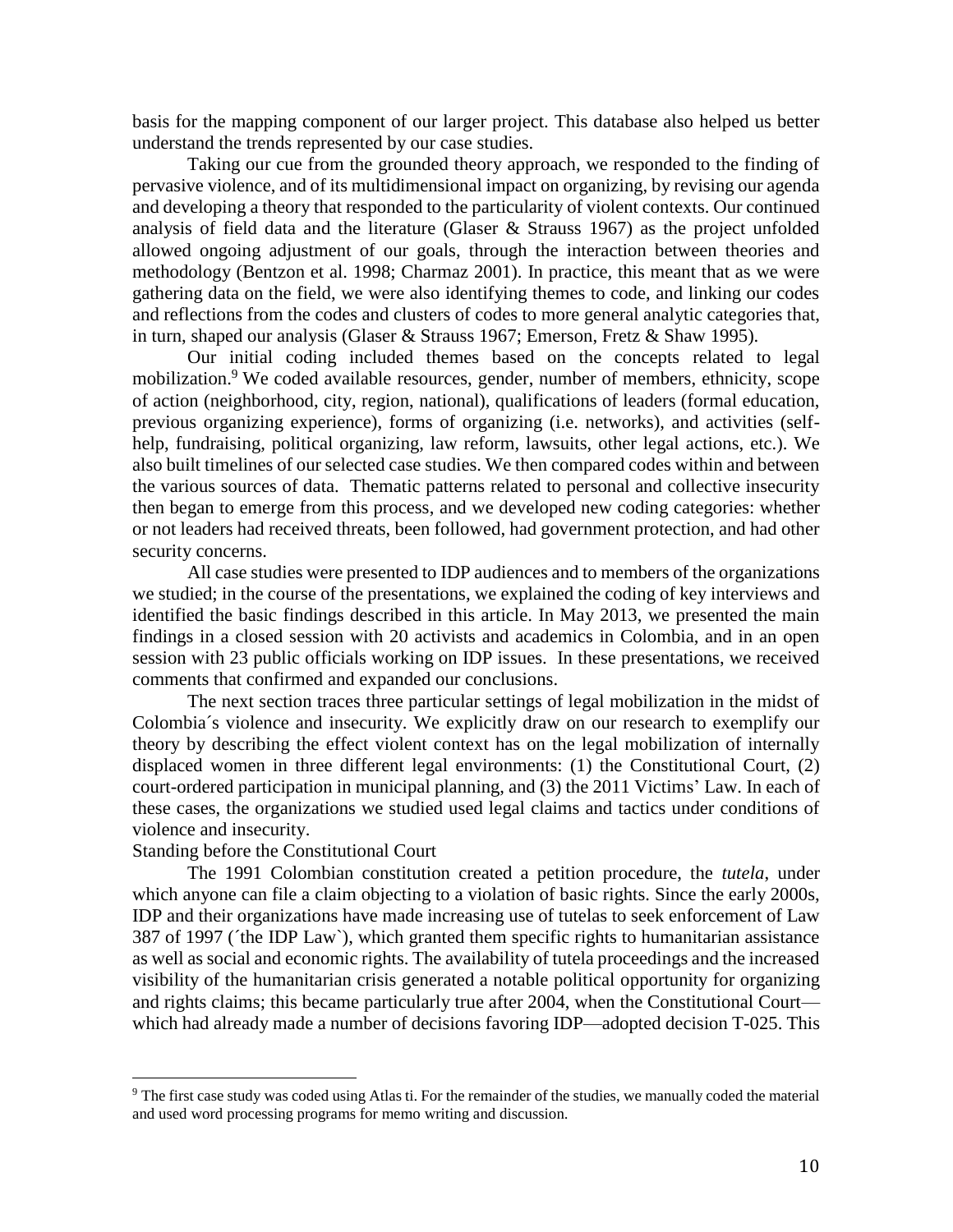basis for the mapping component of our larger project. This database also helped us better understand the trends represented by our case studies.

Taking our cue from the grounded theory approach, we responded to the finding of pervasive violence, and of its multidimensional impact on organizing, by revising our agenda and developing a theory that responded to the particularity of violent contexts. Our continued analysis of field data and the literature (Glaser & Strauss 1967) as the project unfolded allowed ongoing adjustment of our goals, through the interaction between theories and methodology (Bentzon et al. 1998; Charmaz 2001). In practice, this meant that as we were gathering data on the field, we were also identifying themes to code, and linking our codes and reflections from the codes and clusters of codes to more general analytic categories that, in turn, shaped our analysis (Glaser & Strauss 1967; Emerson, Fretz & Shaw 1995).

Our initial coding included themes based on the concepts related to legal mobilization.[9] We coded available resources, gender, number of members, ethnicity, scope of action (neighborhood, city, region, national), qualifications of leaders (formal education, previous organizing experience), forms of organizing (i.e. networks), and activities (self-help, fundraising, political organizing, law reform, lawsuits, other legal actions, etc.). We also built timelines of our selected case studies. We then compared codes within and between the various sources of data. Thematic patterns related to personal and collective insecurity then began to emerge from this process, and we developed new coding categories: whether or not leaders had received threats, been followed, had government protection, and had other security concerns.

All case studies were presented to IDP audiences and to members of the organizations we studied; in the course of the presentations, we explained the coding of key interviews and identified the basic findings described in this article. In May 2013, we presented the main findings in a closed session with 20 activists and academics in Colombia, and in an open session with 23 public officials working on IDP issues. In these presentations, we received comments that confirmed and expanded our conclusions.

The next section traces three particular settings of legal mobilization in the midst of Colombia´s violence and insecurity. We explicitly draw on our research to exemplify our theory by describing the effect violent context has on the legal mobilization of internally displaced women in three different legal environments: (1) the Constitutional Court, (2) court-ordered participation in municipal planning, and (3) the 2011 Victims' Law. In each of these cases, the organizations we studied used legal claims and tactics under conditions of violence and insecurity.

## Standing before the Constitutional Court

The 1991 Colombian constitution created a petition procedure, the *tutela*, under which anyone can file a claim objecting to a violation of basic rights. Since the early 2000s, IDP and their organizations have made increasing use of tutelas to seek enforcement of Law 387 of 1997 (´the IDP Law`), which granted them specific rights to humanitarian assistance as well as social and economic rights. The availability of tutela proceedings and the increased visibility of the humanitarian crisis generated a notable political opportunity for organizing and rights claims; this became particularly true after 2004, when the Constitutional Court—which had already made a number of decisions favoring IDP—adopted decision T-025. This

[9] The first case study was coded using Atlas ti. For the remainder of the studies, we manually coded the material and used word processing programs for memo writing and discussion.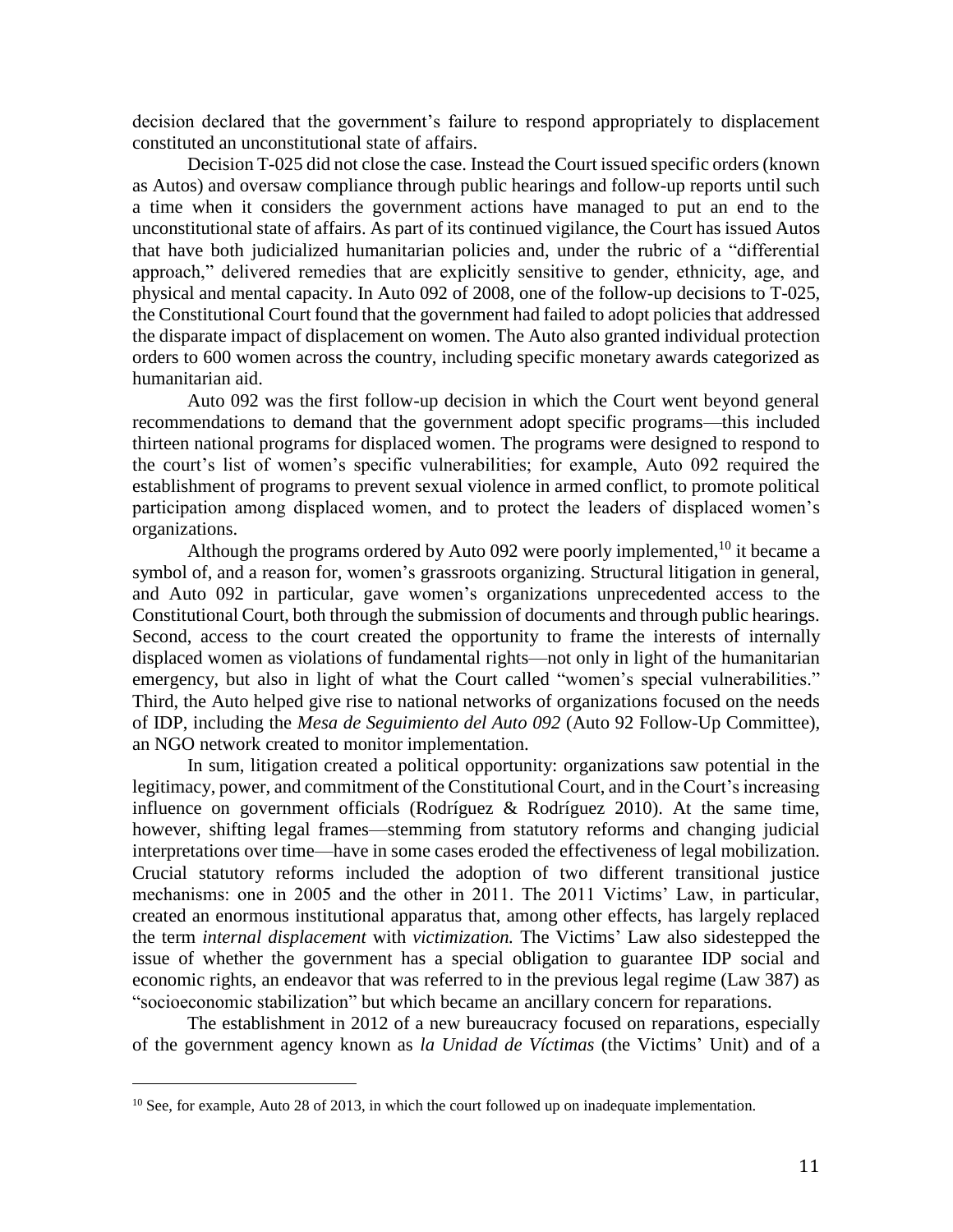decision declared that the government's failure to respond appropriately to displacement constituted an unconstitutional state of affairs.

Decision T-025 did not close the case. Instead the Court issued specific orders (known as Autos) and oversaw compliance through public hearings and follow-up reports until such a time when it considers the government actions have managed to put an end to the unconstitutional state of affairs. As part of its continued vigilance, the Court has issued Autos that have both judicialized humanitarian policies and, under the rubric of a "differential approach," delivered remedies that are explicitly sensitive to gender, ethnicity, age, and physical and mental capacity. In Auto 092 of 2008, one of the follow-up decisions to T-025, the Constitutional Court found that the government had failed to adopt policies that addressed the disparate impact of displacement on women. The Auto also granted individual protection orders to 600 women across the country, including specific monetary awards categorized as humanitarian aid.

Auto 092 was the first follow-up decision in which the Court went beyond general recommendations to demand that the government adopt specific programs—this included thirteen national programs for displaced women. The programs were designed to respond to the court's list of women's specific vulnerabilities; for example, Auto 092 required the establishment of programs to prevent sexual violence in armed conflict, to promote political participation among displaced women, and to protect the leaders of displaced women's organizations.

Although the programs ordered by Auto 092 were poorly implemented,[10] it became a symbol of, and a reason for, women's grassroots organizing. Structural litigation in general, and Auto 092 in particular, gave women's organizations unprecedented access to the Constitutional Court, both through the submission of documents and through public hearings. Second, access to the court created the opportunity to frame the interests of internally displaced women as violations of fundamental rights—not only in light of the humanitarian emergency, but also in light of what the Court called "women's special vulnerabilities." Third, the Auto helped give rise to national networks of organizations focused on the needs of IDP, including the *Mesa de Seguimiento del Auto 092* (Auto 92 Follow-Up Committee), an NGO network created to monitor implementation.

In sum, litigation created a political opportunity: organizations saw potential in the legitimacy, power, and commitment of the Constitutional Court, and in the Court's increasing influence on government officials (Rodríguez & Rodríguez 2010). At the same time, however, shifting legal frames—stemming from statutory reforms and changing judicial interpretations over time—have in some cases eroded the effectiveness of legal mobilization. Crucial statutory reforms included the adoption of two different transitional justice mechanisms: one in 2005 and the other in 2011. The 2011 Victims' Law, in particular, created an enormous institutional apparatus that, among other effects, has largely replaced the term *internal displacement* with *victimization.* The Victims' Law also sidestepped the issue of whether the government has a special obligation to guarantee IDP social and economic rights, an endeavor that was referred to in the previous legal regime (Law 387) as "socioeconomic stabilization" but which became an ancillary concern for reparations.

The establishment in 2012 of a new bureaucracy focused on reparations, especially of the government agency known as *la Unidad de Víctimas* (the Victims' Unit) and of a

---

[10] See, for example, Auto 28 of 2013, in which the court followed up on inadequate implementation.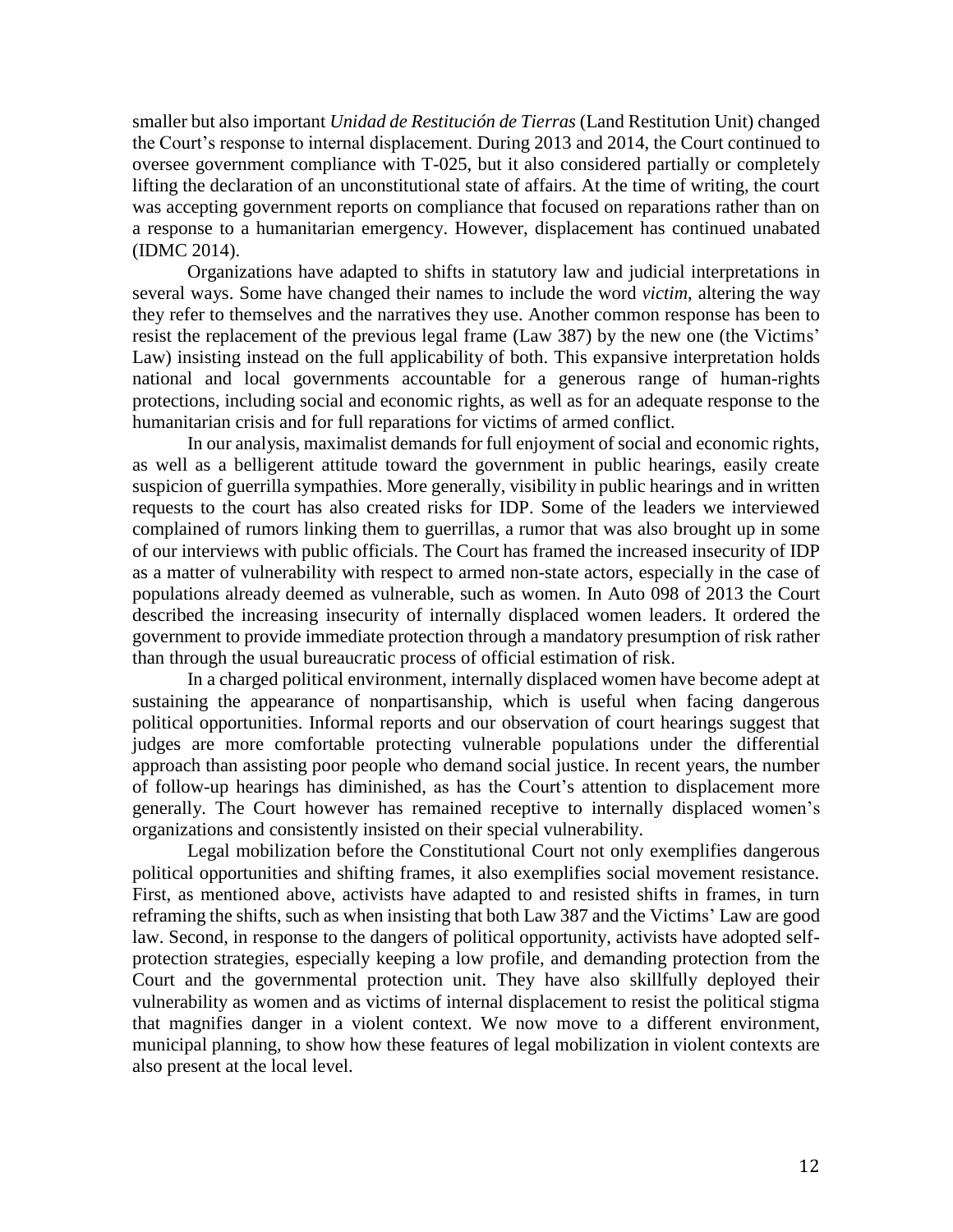smaller but also important *Unidad de Restitución de Tierras* (Land Restitution Unit) changed the Court's response to internal displacement. During 2013 and 2014, the Court continued to oversee government compliance with T-025, but it also considered partially or completely lifting the declaration of an unconstitutional state of affairs. At the time of writing, the court was accepting government reports on compliance that focused on reparations rather than on a response to a humanitarian emergency. However, displacement has continued unabated (IDMC 2014).

Organizations have adapted to shifts in statutory law and judicial interpretations in several ways. Some have changed their names to include the word *victim*, altering the way they refer to themselves and the narratives they use. Another common response has been to resist the replacement of the previous legal frame (Law 387) by the new one (the Victims' Law) insisting instead on the full applicability of both. This expansive interpretation holds national and local governments accountable for a generous range of human-rights protections, including social and economic rights, as well as for an adequate response to the humanitarian crisis and for full reparations for victims of armed conflict.

In our analysis, maximalist demands for full enjoyment of social and economic rights, as well as a belligerent attitude toward the government in public hearings, easily create suspicion of guerrilla sympathies. More generally, visibility in public hearings and in written requests to the court has also created risks for IDP. Some of the leaders we interviewed complained of rumors linking them to guerrillas, a rumor that was also brought up in some of our interviews with public officials. The Court has framed the increased insecurity of IDP as a matter of vulnerability with respect to armed non-state actors, especially in the case of populations already deemed as vulnerable, such as women. In Auto 098 of 2013 the Court described the increasing insecurity of internally displaced women leaders. It ordered the government to provide immediate protection through a mandatory presumption of risk rather than through the usual bureaucratic process of official estimation of risk.

In a charged political environment, internally displaced women have become adept at sustaining the appearance of nonpartisanship, which is useful when facing dangerous political opportunities. Informal reports and our observation of court hearings suggest that judges are more comfortable protecting vulnerable populations under the differential approach than assisting poor people who demand social justice. In recent years, the number of follow-up hearings has diminished, as has the Court's attention to displacement more generally. The Court however has remained receptive to internally displaced women's organizations and consistently insisted on their special vulnerability.

Legal mobilization before the Constitutional Court not only exemplifies dangerous political opportunities and shifting frames, it also exemplifies social movement resistance. First, as mentioned above, activists have adapted to and resisted shifts in frames, in turn reframing the shifts, such as when insisting that both Law 387 and the Victims' Law are good law. Second, in response to the dangers of political opportunity, activists have adopted self-protection strategies, especially keeping a low profile, and demanding protection from the Court and the governmental protection unit. They have also skillfully deployed their vulnerability as women and as victims of internal displacement to resist the political stigma that magnifies danger in a violent context. We now move to a different environment, municipal planning, to show how these features of legal mobilization in violent contexts are also present at the local level.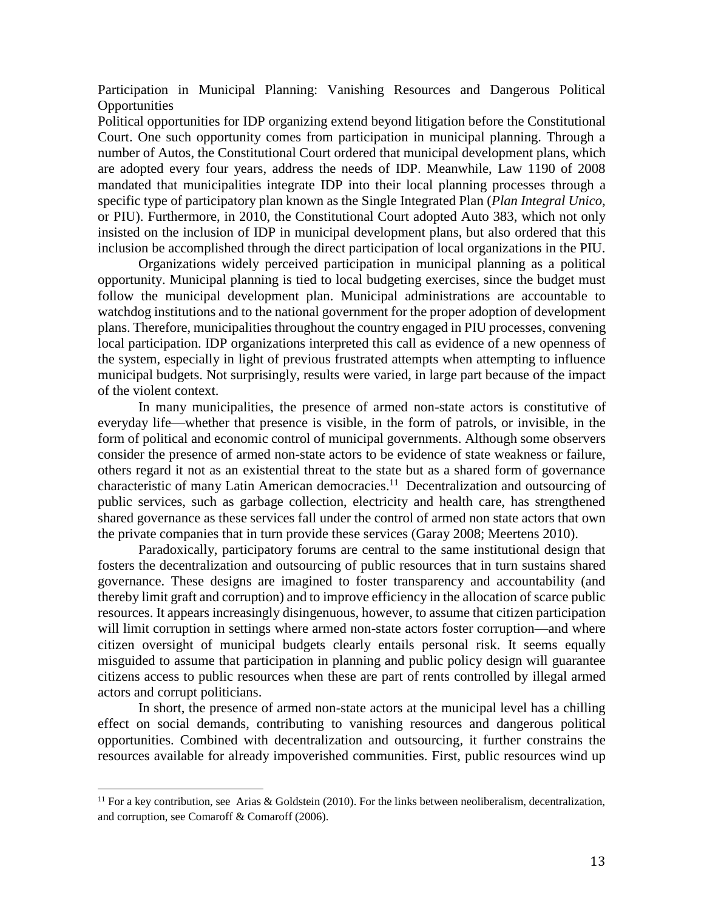## Participation in Municipal Planning: Vanishing Resources and Dangerous Political Opportunities

Political opportunities for IDP organizing extend beyond litigation before the Constitutional Court. One such opportunity comes from participation in municipal planning. Through a number of Autos, the Constitutional Court ordered that municipal development plans, which are adopted every four years, address the needs of IDP. Meanwhile, Law 1190 of 2008 mandated that municipalities integrate IDP into their local planning processes through a specific type of participatory plan known as the Single Integrated Plan (*Plan Integral Unico*, or PIU). Furthermore, in 2010, the Constitutional Court adopted Auto 383, which not only insisted on the inclusion of IDP in municipal development plans, but also ordered that this inclusion be accomplished through the direct participation of local organizations in the PIU.

Organizations widely perceived participation in municipal planning as a political opportunity. Municipal planning is tied to local budgeting exercises, since the budget must follow the municipal development plan. Municipal administrations are accountable to watchdog institutions and to the national government for the proper adoption of development plans. Therefore, municipalities throughout the country engaged in PIU processes, convening local participation. IDP organizations interpreted this call as evidence of a new openness of the system, especially in light of previous frustrated attempts when attempting to influence municipal budgets. Not surprisingly, results were varied, in large part because of the impact of the violent context.

In many municipalities, the presence of armed non-state actors is constitutive of everyday life—whether that presence is visible, in the form of patrols, or invisible, in the form of political and economic control of municipal governments. Although some observers consider the presence of armed non-state actors to be evidence of state weakness or failure, others regard it not as an existential threat to the state but as a shared form of governance characteristic of many Latin American democracies.[11] Decentralization and outsourcing of public services, such as garbage collection, electricity and health care, has strengthened shared governance as these services fall under the control of armed non state actors that own the private companies that in turn provide these services (Garay 2008; Meertens 2010).

Paradoxically, participatory forums are central to the same institutional design that fosters the decentralization and outsourcing of public resources that in turn sustains shared governance. These designs are imagined to foster transparency and accountability (and thereby limit graft and corruption) and to improve efficiency in the allocation of scarce public resources. It appears increasingly disingenuous, however, to assume that citizen participation will limit corruption in settings where armed non-state actors foster corruption—and where citizen oversight of municipal budgets clearly entails personal risk. It seems equally misguided to assume that participation in planning and public policy design will guarantee citizens access to public resources when these are part of rents controlled by illegal armed actors and corrupt politicians.

In short, the presence of armed non-state actors at the municipal level has a chilling effect on social demands, contributing to vanishing resources and dangerous political opportunities. Combined with decentralization and outsourcing, it further constrains the resources available for already impoverished communities. First, public resources wind up

---

[11] For a key contribution, see Arias & Goldstein (2010). For the links between neoliberalism, decentralization, and corruption, see Comaroff & Comaroff (2006).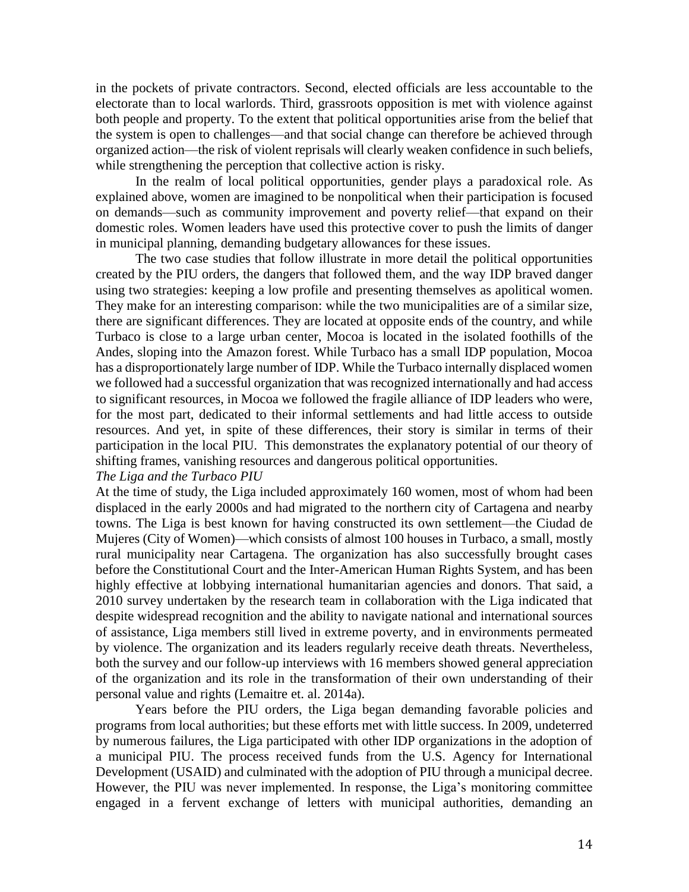in the pockets of private contractors. Second, elected officials are less accountable to the electorate than to local warlords. Third, grassroots opposition is met with violence against both people and property. To the extent that political opportunities arise from the belief that the system is open to challenges—and that social change can therefore be achieved through organized action—the risk of violent reprisals will clearly weaken confidence in such beliefs, while strengthening the perception that collective action is risky.

In the realm of local political opportunities, gender plays a paradoxical role. As explained above, women are imagined to be nonpolitical when their participation is focused on demands—such as community improvement and poverty relief—that expand on their domestic roles. Women leaders have used this protective cover to push the limits of danger in municipal planning, demanding budgetary allowances for these issues.

The two case studies that follow illustrate in more detail the political opportunities created by the PIU orders, the dangers that followed them, and the way IDP braved danger using two strategies: keeping a low profile and presenting themselves as apolitical women. They make for an interesting comparison: while the two municipalities are of a similar size, there are significant differences. They are located at opposite ends of the country, and while Turbaco is close to a large urban center, Mocoa is located in the isolated foothills of the Andes, sloping into the Amazon forest. While Turbaco has a small IDP population, Mocoa has a disproportionately large number of IDP. While the Turbaco internally displaced women we followed had a successful organization that was recognized internationally and had access to significant resources, in Mocoa we followed the fragile alliance of IDP leaders who were, for the most part, dedicated to their informal settlements and had little access to outside resources. And yet, in spite of these differences, their story is similar in terms of their participation in the local PIU. This demonstrates the explanatory potential of our theory of shifting frames, vanishing resources and dangerous political opportunities.

*The Liga and the Turbaco PIU*

At the time of study, the Liga included approximately 160 women, most of whom had been displaced in the early 2000s and had migrated to the northern city of Cartagena and nearby towns. The Liga is best known for having constructed its own settlement—the Ciudad de Mujeres (City of Women)—which consists of almost 100 houses in Turbaco, a small, mostly rural municipality near Cartagena. The organization has also successfully brought cases before the Constitutional Court and the Inter-American Human Rights System, and has been highly effective at lobbying international humanitarian agencies and donors. That said, a 2010 survey undertaken by the research team in collaboration with the Liga indicated that despite widespread recognition and the ability to navigate national and international sources of assistance, Liga members still lived in extreme poverty, and in environments permeated by violence. The organization and its leaders regularly receive death threats. Nevertheless, both the survey and our follow-up interviews with 16 members showed general appreciation of the organization and its role in the transformation of their own understanding of their personal value and rights (Lemaitre et. al. 2014a).

Years before the PIU orders, the Liga began demanding favorable policies and programs from local authorities; but these efforts met with little success. In 2009, undeterred by numerous failures, the Liga participated with other IDP organizations in the adoption of a municipal PIU. The process received funds from the U.S. Agency for International Development (USAID) and culminated with the adoption of PIU through a municipal decree. However, the PIU was never implemented. In response, the Liga's monitoring committee engaged in a fervent exchange of letters with municipal authorities, demanding an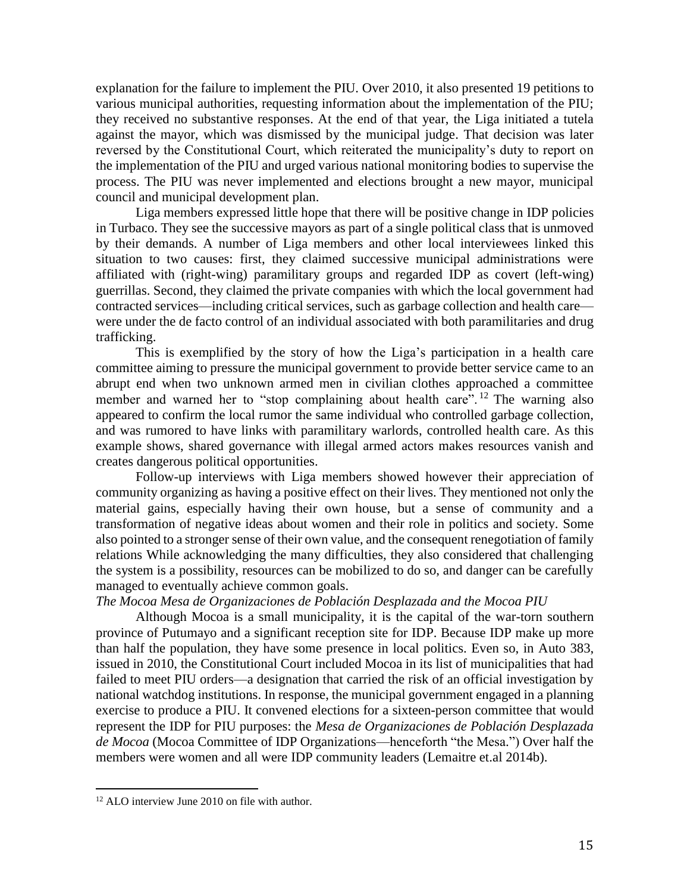explanation for the failure to implement the PIU. Over 2010, it also presented 19 petitions to various municipal authorities, requesting information about the implementation of the PIU; they received no substantive responses. At the end of that year, the Liga initiated a tutela against the mayor, which was dismissed by the municipal judge. That decision was later reversed by the Constitutional Court, which reiterated the municipality's duty to report on the implementation of the PIU and urged various national monitoring bodies to supervise the process. The PIU was never implemented and elections brought a new mayor, municipal council and municipal development plan.

Liga members expressed little hope that there will be positive change in IDP policies in Turbaco. They see the successive mayors as part of a single political class that is unmoved by their demands. A number of Liga members and other local interviewees linked this situation to two causes: first, they claimed successive municipal administrations were affiliated with (right-wing) paramilitary groups and regarded IDP as covert (left-wing) guerrillas. Second, they claimed the private companies with which the local government had contracted services—including critical services, such as garbage collection and health care—were under the de facto control of an individual associated with both paramilitaries and drug trafficking.

This is exemplified by the story of how the Liga's participation in a health care committee aiming to pressure the municipal government to provide better service came to an abrupt end when two unknown armed men in civilian clothes approached a committee member and warned her to "stop complaining about health care".[12] The warning also appeared to confirm the local rumor the same individual who controlled garbage collection, and was rumored to have links with paramilitary warlords, controlled health care. As this example shows, shared governance with illegal armed actors makes resources vanish and creates dangerous political opportunities.

Follow-up interviews with Liga members showed however their appreciation of community organizing as having a positive effect on their lives. They mentioned not only the material gains, especially having their own house, but a sense of community and a transformation of negative ideas about women and their role in politics and society. Some also pointed to a stronger sense of their own value, and the consequent renegotiation of family relations While acknowledging the many difficulties, they also considered that challenging the system is a possibility, resources can be mobilized to do so, and danger can be carefully managed to eventually achieve common goals.

*The Mocoa Mesa de Organizaciones de Población Desplazada and the Mocoa PIU*

Although Mocoa is a small municipality, it is the capital of the war-torn southern province of Putumayo and a significant reception site for IDP. Because IDP make up more than half the population, they have some presence in local politics. Even so, in Auto 383, issued in 2010, the Constitutional Court included Mocoa in its list of municipalities that had failed to meet PIU orders—a designation that carried the risk of an official investigation by national watchdog institutions. In response, the municipal government engaged in a planning exercise to produce a PIU. It convened elections for a sixteen-person committee that would represent the IDP for PIU purposes: the *Mesa de Organizaciones de Población Desplazada de Mocoa* (Mocoa Committee of IDP Organizations—henceforth "the Mesa.") Over half the members were women and all were IDP community leaders (Lemaitre et.al 2014b).

---

[12] ALO interview June 2010 on file with author.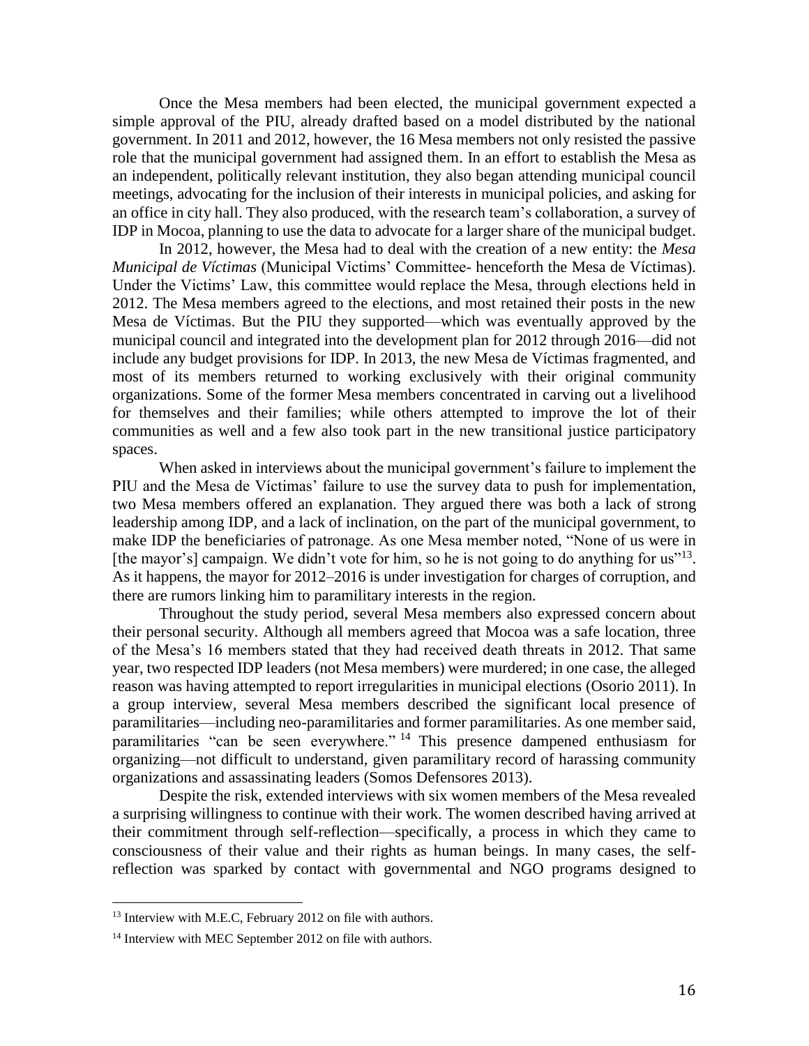Once the Mesa members had been elected, the municipal government expected a simple approval of the PIU, already drafted based on a model distributed by the national government. In 2011 and 2012, however, the 16 Mesa members not only resisted the passive role that the municipal government had assigned them. In an effort to establish the Mesa as an independent, politically relevant institution, they also began attending municipal council meetings, advocating for the inclusion of their interests in municipal policies, and asking for an office in city hall. They also produced, with the research team's collaboration, a survey of IDP in Mocoa, planning to use the data to advocate for a larger share of the municipal budget.

In 2012, however, the Mesa had to deal with the creation of a new entity: the *Mesa Municipal de Víctimas* (Municipal Victims' Committee- henceforth the Mesa de Víctimas). Under the Victims' Law, this committee would replace the Mesa, through elections held in 2012. The Mesa members agreed to the elections, and most retained their posts in the new Mesa de Víctimas. But the PIU they supported—which was eventually approved by the municipal council and integrated into the development plan for 2012 through 2016—did not include any budget provisions for IDP. In 2013, the new Mesa de Víctimas fragmented, and most of its members returned to working exclusively with their original community organizations. Some of the former Mesa members concentrated in carving out a livelihood for themselves and their families; while others attempted to improve the lot of their communities as well and a few also took part in the new transitional justice participatory spaces.

When asked in interviews about the municipal government's failure to implement the PIU and the Mesa de Víctimas' failure to use the survey data to push for implementation, two Mesa members offered an explanation. They argued there was both a lack of strong leadership among IDP, and a lack of inclination, on the part of the municipal government, to make IDP the beneficiaries of patronage. As one Mesa member noted, "None of us were in [the mayor's] campaign. We didn't vote for him, so he is not going to do anything for us"[13]. As it happens, the mayor for 2012–2016 is under investigation for charges of corruption, and there are rumors linking him to paramilitary interests in the region.

Throughout the study period, several Mesa members also expressed concern about their personal security. Although all members agreed that Mocoa was a safe location, three of the Mesa's 16 members stated that they had received death threats in 2012. That same year, two respected IDP leaders (not Mesa members) were murdered; in one case, the alleged reason was having attempted to report irregularities in municipal elections (Osorio 2011). In a group interview, several Mesa members described the significant local presence of paramilitaries—including neo-paramilitaries and former paramilitaries. As one member said, paramilitaries "can be seen everywhere." [14] This presence dampened enthusiasm for organizing—not difficult to understand, given paramilitary record of harassing community organizations and assassinating leaders (Somos Defensores 2013).

Despite the risk, extended interviews with six women members of the Mesa revealed a surprising willingness to continue with their work. The women described having arrived at their commitment through self-reflection—specifically, a process in which they came to consciousness of their value and their rights as human beings. In many cases, the self-reflection was sparked by contact with governmental and NGO programs designed to

---

[13] Interview with M.E.C, February 2012 on file with authors.

[14] Interview with MEC September 2012 on file with authors.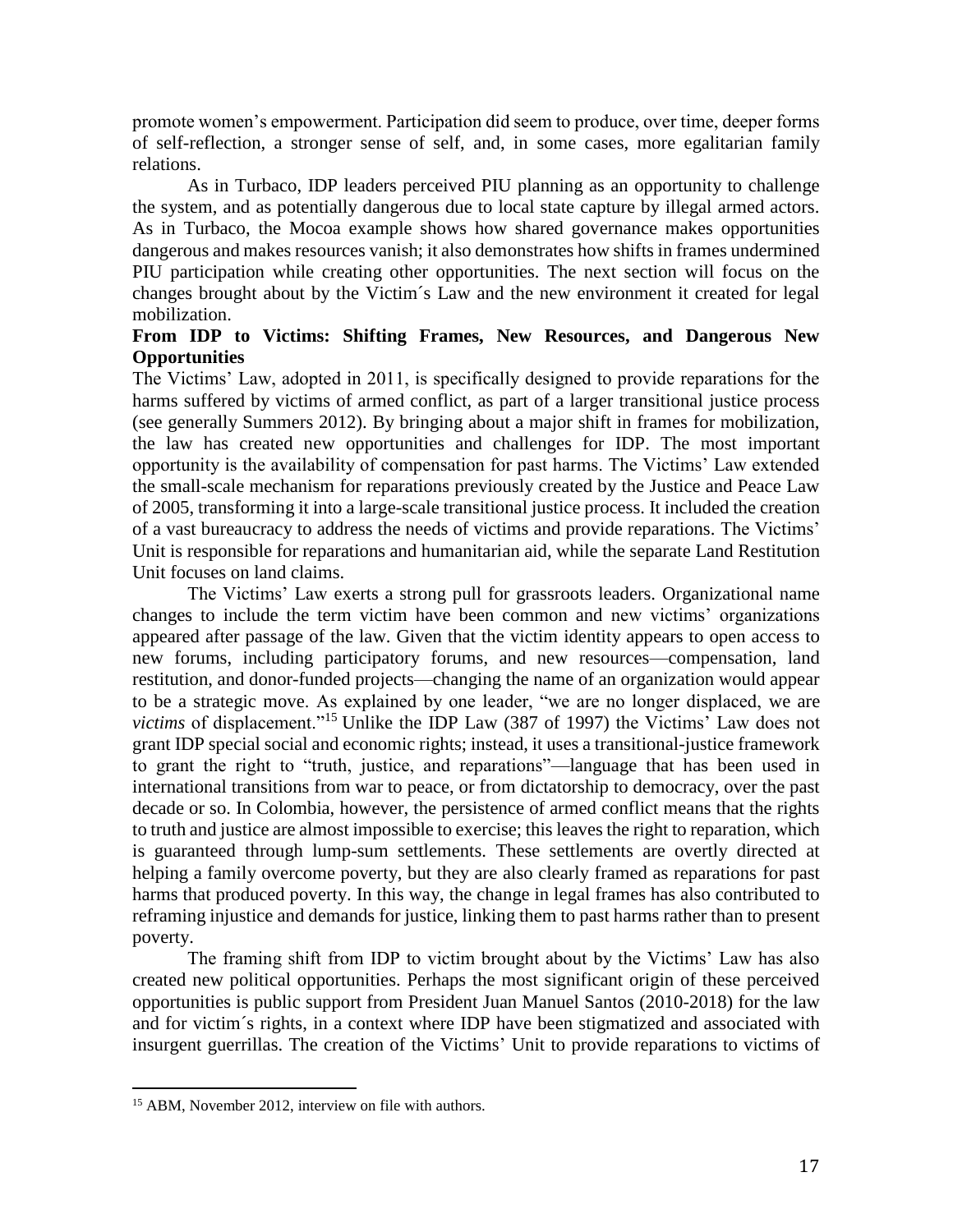promote women's empowerment. Participation did seem to produce, over time, deeper forms of self-reflection, a stronger sense of self, and, in some cases, more egalitarian family relations.

As in Turbaco, IDP leaders perceived PIU planning as an opportunity to challenge the system, and as potentially dangerous due to local state capture by illegal armed actors. As in Turbaco, the Mocoa example shows how shared governance makes opportunities dangerous and makes resources vanish; it also demonstrates how shifts in frames undermined PIU participation while creating other opportunities. The next section will focus on the changes brought about by the Victim´s Law and the new environment it created for legal mobilization.

**From IDP to Victims: Shifting Frames, New Resources, and Dangerous New Opportunities**

The Victims' Law, adopted in 2011, is specifically designed to provide reparations for the harms suffered by victims of armed conflict, as part of a larger transitional justice process (see generally Summers 2012). By bringing about a major shift in frames for mobilization, the law has created new opportunities and challenges for IDP. The most important opportunity is the availability of compensation for past harms. The Victims' Law extended the small-scale mechanism for reparations previously created by the Justice and Peace Law of 2005, transforming it into a large-scale transitional justice process. It included the creation of a vast bureaucracy to address the needs of victims and provide reparations. The Victims' Unit is responsible for reparations and humanitarian aid, while the separate Land Restitution Unit focuses on land claims.

The Victims' Law exerts a strong pull for grassroots leaders. Organizational name changes to include the term victim have been common and new victims' organizations appeared after passage of the law. Given that the victim identity appears to open access to new forums, including participatory forums, and new resources—compensation, land restitution, and donor-funded projects—changing the name of an organization would appear to be a strategic move. As explained by one leader, "we are no longer displaced, we are *victims* of displacement."[15] Unlike the IDP Law (387 of 1997) the Victims' Law does not grant IDP special social and economic rights; instead, it uses a transitional-justice framework to grant the right to "truth, justice, and reparations"—language that has been used in international transitions from war to peace, or from dictatorship to democracy, over the past decade or so. In Colombia, however, the persistence of armed conflict means that the rights to truth and justice are almost impossible to exercise; this leaves the right to reparation, which is guaranteed through lump-sum settlements. These settlements are overtly directed at helping a family overcome poverty, but they are also clearly framed as reparations for past harms that produced poverty. In this way, the change in legal frames has also contributed to reframing injustice and demands for justice, linking them to past harms rather than to present poverty.

The framing shift from IDP to victim brought about by the Victims' Law has also created new political opportunities. Perhaps the most significant origin of these perceived opportunities is public support from President Juan Manuel Santos (2010-2018) for the law and for victim´s rights, in a context where IDP have been stigmatized and associated with insurgent guerrillas. The creation of the Victims' Unit to provide reparations to victims of

[15] ABM, November 2012, interview on file with authors.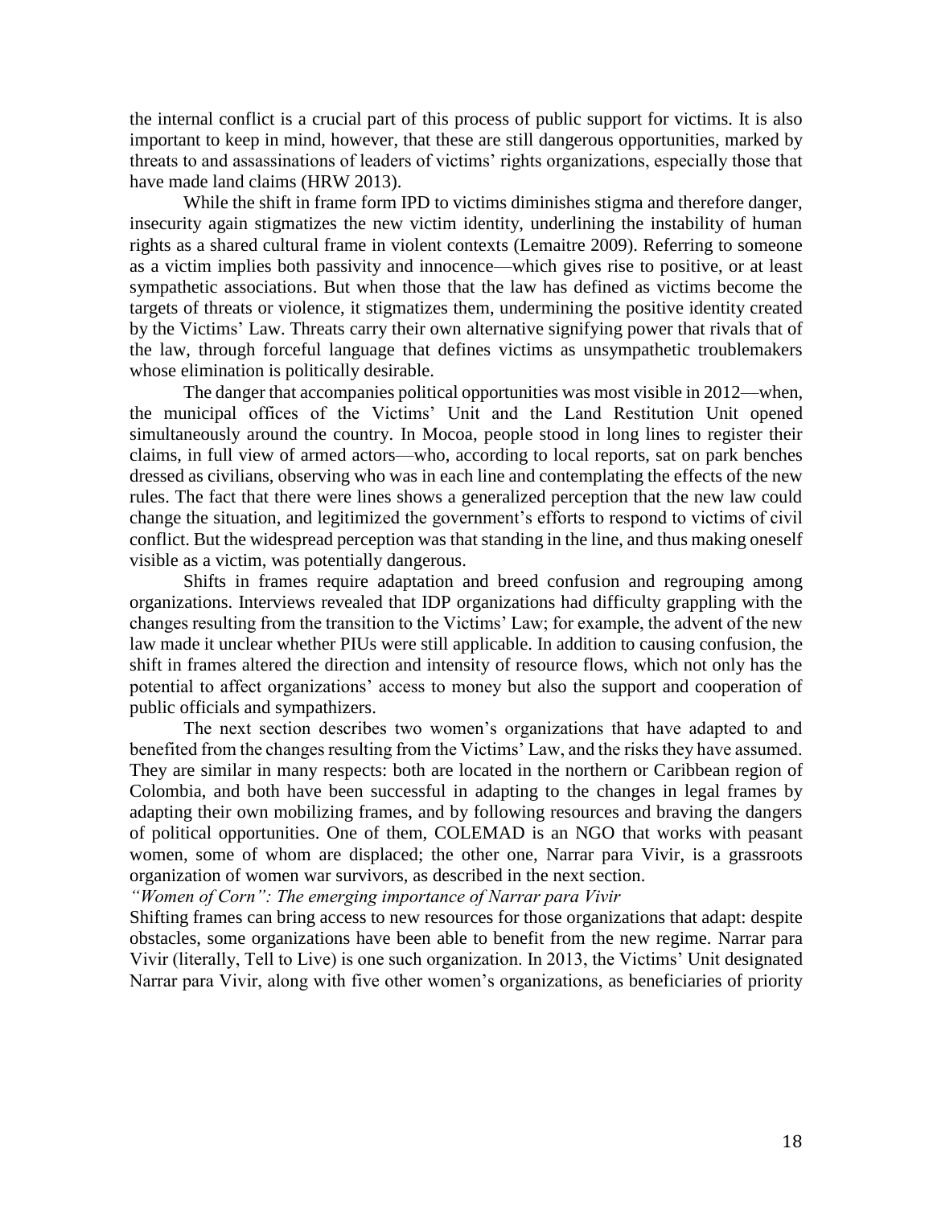the internal conflict is a crucial part of this process of public support for victims. It is also important to keep in mind, however, that these are still dangerous opportunities, marked by threats to and assassinations of leaders of victims' rights organizations, especially those that have made land claims (HRW 2013).

While the shift in frame form IPD to victims diminishes stigma and therefore danger, insecurity again stigmatizes the new victim identity, underlining the instability of human rights as a shared cultural frame in violent contexts (Lemaitre 2009). Referring to someone as a victim implies both passivity and innocence—which gives rise to positive, or at least sympathetic associations. But when those that the law has defined as victims become the targets of threats or violence, it stigmatizes them, undermining the positive identity created by the Victims' Law. Threats carry their own alternative signifying power that rivals that of the law, through forceful language that defines victims as unsympathetic troublemakers whose elimination is politically desirable.

The danger that accompanies political opportunities was most visible in 2012—when, the municipal offices of the Victims' Unit and the Land Restitution Unit opened simultaneously around the country. In Mocoa, people stood in long lines to register their claims, in full view of armed actors—who, according to local reports, sat on park benches dressed as civilians, observing who was in each line and contemplating the effects of the new rules. The fact that there were lines shows a generalized perception that the new law could change the situation, and legitimized the government's efforts to respond to victims of civil conflict. But the widespread perception was that standing in the line, and thus making oneself visible as a victim, was potentially dangerous.

Shifts in frames require adaptation and breed confusion and regrouping among organizations. Interviews revealed that IDP organizations had difficulty grappling with the changes resulting from the transition to the Victims' Law; for example, the advent of the new law made it unclear whether PIUs were still applicable. In addition to causing confusion, the shift in frames altered the direction and intensity of resource flows, which not only has the potential to affect organizations' access to money but also the support and cooperation of public officials and sympathizers.

The next section describes two women's organizations that have adapted to and benefited from the changes resulting from the Victims' Law, and the risks they have assumed. They are similar in many respects: both are located in the northern or Caribbean region of Colombia, and both have been successful in adapting to the changes in legal frames by adapting their own mobilizing frames, and by following resources and braving the dangers of political opportunities. One of them, COLEMAD is an NGO that works with peasant women, some of whom are displaced; the other one, Narrar para Vivir, is a grassroots organization of women war survivors, as described in the next section.

*"Women of Corn": The emerging importance of Narrar para Vivir*

Shifting frames can bring access to new resources for those organizations that adapt: despite obstacles, some organizations have been able to benefit from the new regime. Narrar para Vivir (literally, Tell to Live) is one such organization. In 2013, the Victims' Unit designated Narrar para Vivir, along with five other women's organizations, as beneficiaries of priority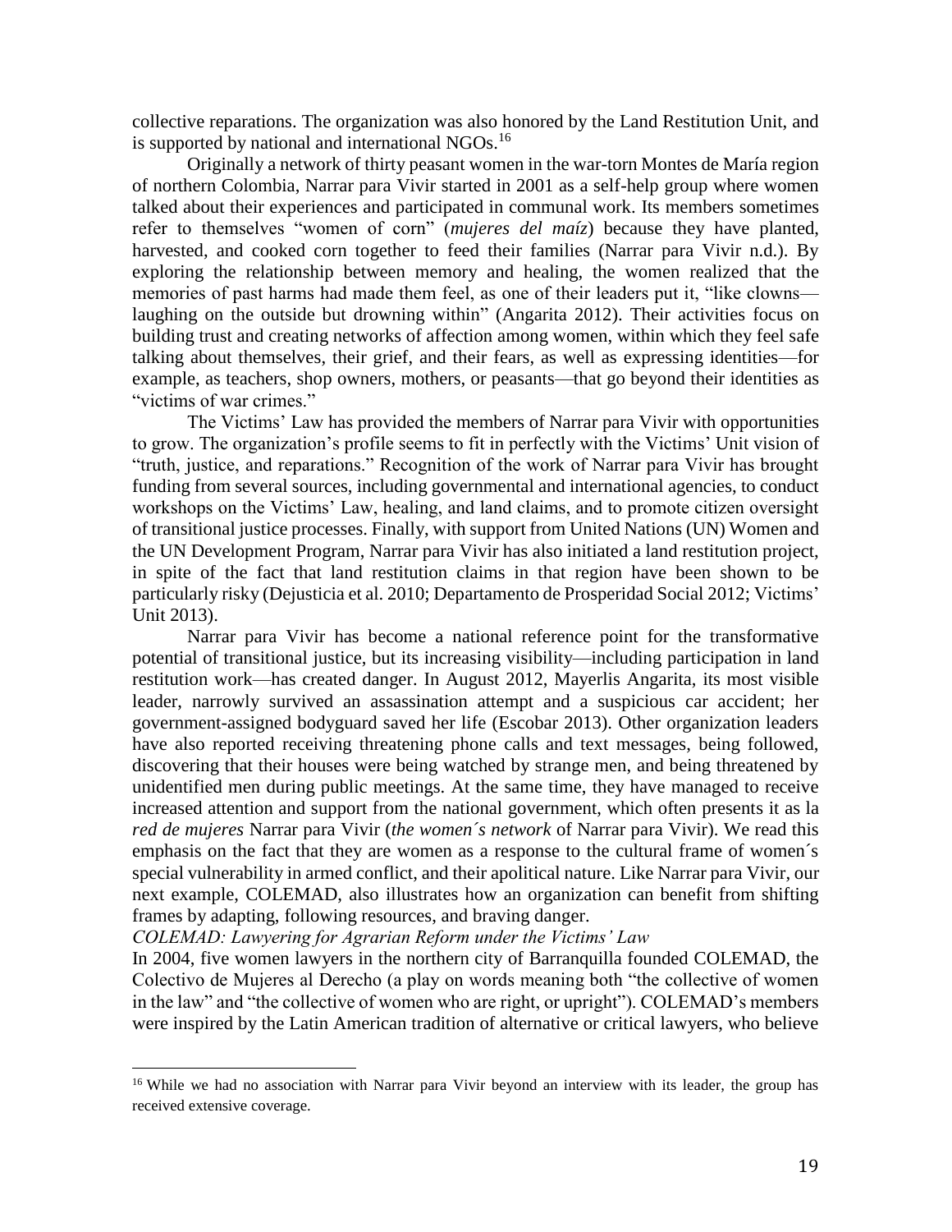collective reparations. The organization was also honored by the Land Restitution Unit, and is supported by national and international NGOs.[16]

Originally a network of thirty peasant women in the war-torn Montes de María region of northern Colombia, Narrar para Vivir started in 2001 as a self-help group where women talked about their experiences and participated in communal work. Its members sometimes refer to themselves "women of corn" (*mujeres del maíz*) because they have planted, harvested, and cooked corn together to feed their families (Narrar para Vivir n.d.). By exploring the relationship between memory and healing, the women realized that the memories of past harms had made them feel, as one of their leaders put it, "like clowns—laughing on the outside but drowning within" (Angarita 2012). Their activities focus on building trust and creating networks of affection among women, within which they feel safe talking about themselves, their grief, and their fears, as well as expressing identities—for example, as teachers, shop owners, mothers, or peasants—that go beyond their identities as "victims of war crimes."

The Victims' Law has provided the members of Narrar para Vivir with opportunities to grow. The organization's profile seems to fit in perfectly with the Victims' Unit vision of "truth, justice, and reparations." Recognition of the work of Narrar para Vivir has brought funding from several sources, including governmental and international agencies, to conduct workshops on the Victims' Law, healing, and land claims, and to promote citizen oversight of transitional justice processes. Finally, with support from United Nations (UN) Women and the UN Development Program, Narrar para Vivir has also initiated a land restitution project, in spite of the fact that land restitution claims in that region have been shown to be particularly risky (Dejusticia et al. 2010; Departamento de Prosperidad Social 2012; Victims' Unit 2013).

Narrar para Vivir has become a national reference point for the transformative potential of transitional justice, but its increasing visibility—including participation in land restitution work—has created danger. In August 2012, Mayerlis Angarita, its most visible leader, narrowly survived an assassination attempt and a suspicious car accident; her government-assigned bodyguard saved her life (Escobar 2013). Other organization leaders have also reported receiving threatening phone calls and text messages, being followed, discovering that their houses were being watched by strange men, and being threatened by unidentified men during public meetings. At the same time, they have managed to receive increased attention and support from the national government, which often presents it as la *red de mujeres* Narrar para Vivir (*the women´s network* of Narrar para Vivir). We read this emphasis on the fact that they are women as a response to the cultural frame of women´s special vulnerability in armed conflict, and their apolitical nature. Like Narrar para Vivir, our next example, COLEMAD, also illustrates how an organization can benefit from shifting frames by adapting, following resources, and braving danger.

*COLEMAD: Lawyering for Agrarian Reform under the Victims' Law*

In 2004, five women lawyers in the northern city of Barranquilla founded COLEMAD, the Colectivo de Mujeres al Derecho (a play on words meaning both "the collective of women in the law" and "the collective of women who are right, or upright"). COLEMAD's members were inspired by the Latin American tradition of alternative or critical lawyers, who believe

[16] While we had no association with Narrar para Vivir beyond an interview with its leader, the group has received extensive coverage.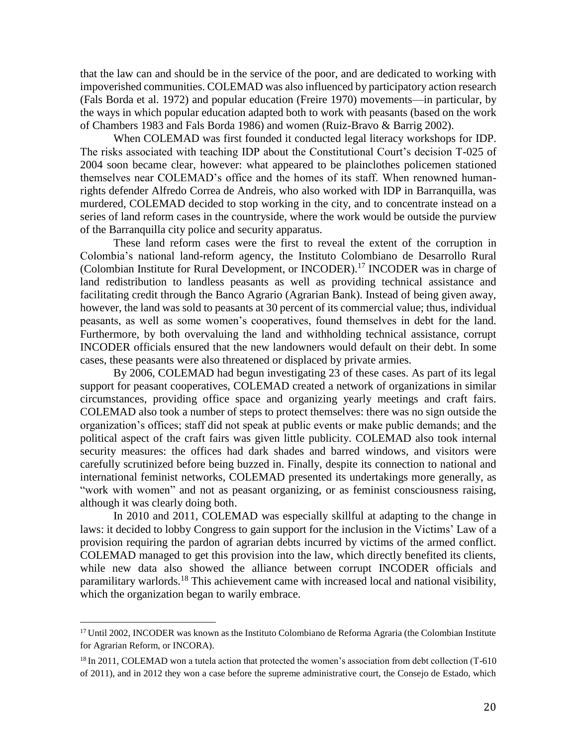that the law can and should be in the service of the poor, and are dedicated to working with impoverished communities. COLEMAD was also influenced by participatory action research (Fals Borda et al. 1972) and popular education (Freire 1970) movements—in particular, by the ways in which popular education adapted both to work with peasants (based on the work of Chambers 1983 and Fals Borda 1986) and women (Ruiz-Bravo & Barrig 2002).

When COLEMAD was first founded it conducted legal literacy workshops for IDP. The risks associated with teaching IDP about the Constitutional Court's decision T-025 of 2004 soon became clear, however: what appeared to be plainclothes policemen stationed themselves near COLEMAD's office and the homes of its staff. When renowned human-rights defender Alfredo Correa de Andreis, who also worked with IDP in Barranquilla, was murdered, COLEMAD decided to stop working in the city, and to concentrate instead on a series of land reform cases in the countryside, where the work would be outside the purview of the Barranquilla city police and security apparatus.

These land reform cases were the first to reveal the extent of the corruption in Colombia's national land-reform agency, the Instituto Colombiano de Desarrollo Rural (Colombian Institute for Rural Development, or INCODER).[17] INCODER was in charge of land redistribution to landless peasants as well as providing technical assistance and facilitating credit through the Banco Agrario (Agrarian Bank). Instead of being given away, however, the land was sold to peasants at 30 percent of its commercial value; thus, individual peasants, as well as some women's cooperatives, found themselves in debt for the land. Furthermore, by both overvaluing the land and withholding technical assistance, corrupt INCODER officials ensured that the new landowners would default on their debt. In some cases, these peasants were also threatened or displaced by private armies.

By 2006, COLEMAD had begun investigating 23 of these cases. As part of its legal support for peasant cooperatives, COLEMAD created a network of organizations in similar circumstances, providing office space and organizing yearly meetings and craft fairs. COLEMAD also took a number of steps to protect themselves: there was no sign outside the organization's offices; staff did not speak at public events or make public demands; and the political aspect of the craft fairs was given little publicity. COLEMAD also took internal security measures: the offices had dark shades and barred windows, and visitors were carefully scrutinized before being buzzed in. Finally, despite its connection to national and international feminist networks, COLEMAD presented its undertakings more generally, as "work with women" and not as peasant organizing, or as feminist consciousness raising, although it was clearly doing both.

In 2010 and 2011, COLEMAD was especially skillful at adapting to the change in laws: it decided to lobby Congress to gain support for the inclusion in the Victims' Law of a provision requiring the pardon of agrarian debts incurred by victims of the armed conflict. COLEMAD managed to get this provision into the law, which directly benefited its clients, while new data also showed the alliance between corrupt INCODER officials and paramilitary warlords.[18] This achievement came with increased local and national visibility, which the organization began to warily embrace.

---

[17] Until 2002, INCODER was known as the Instituto Colombiano de Reforma Agraria (the Colombian Institute for Agrarian Reform, or INCORA).

[18] In 2011, COLEMAD won a tutela action that protected the women's association from debt collection (T-610 of 2011), and in 2012 they won a case before the supreme administrative court, the Consejo de Estado, which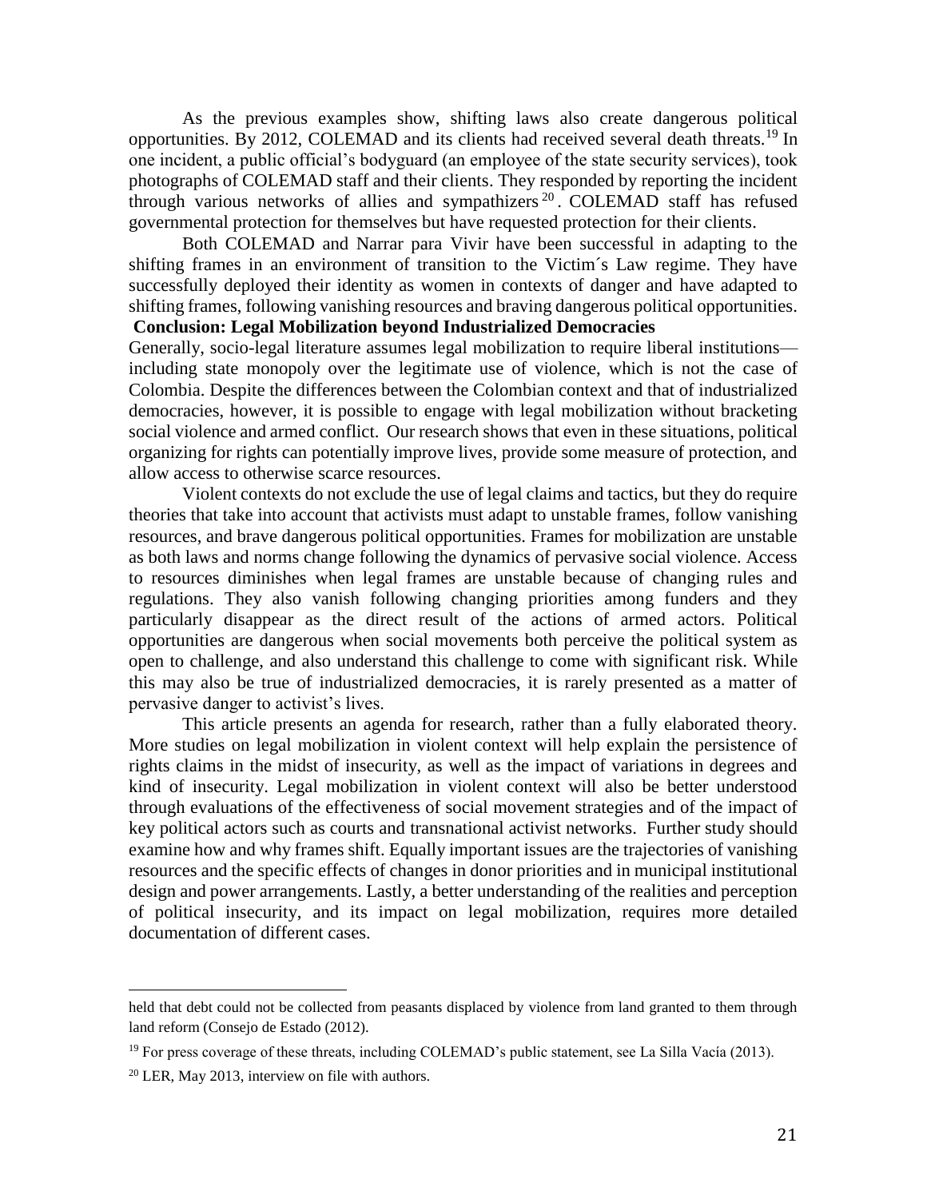As the previous examples show, shifting laws also create dangerous political opportunities. By 2012, COLEMAD and its clients had received several death threats.[19] In one incident, a public official's bodyguard (an employee of the state security services), took photographs of COLEMAD staff and their clients. They responded by reporting the incident through various networks of allies and sympathizers[20]. COLEMAD staff has refused governmental protection for themselves but have requested protection for their clients.

Both COLEMAD and Narrar para Vivir have been successful in adapting to the shifting frames in an environment of transition to the Victim´s Law regime. They have successfully deployed their identity as women in contexts of danger and have adapted to shifting frames, following vanishing resources and braving dangerous political opportunities.

## Conclusion: Legal Mobilization beyond Industrialized Democracies

Generally, socio-legal literature assumes legal mobilization to require liberal institutions—including state monopoly over the legitimate use of violence, which is not the case of Colombia. Despite the differences between the Colombian context and that of industrialized democracies, however, it is possible to engage with legal mobilization without bracketing social violence and armed conflict. Our research shows that even in these situations, political organizing for rights can potentially improve lives, provide some measure of protection, and allow access to otherwise scarce resources.

Violent contexts do not exclude the use of legal claims and tactics, but they do require theories that take into account that activists must adapt to unstable frames, follow vanishing resources, and brave dangerous political opportunities. Frames for mobilization are unstable as both laws and norms change following the dynamics of pervasive social violence. Access to resources diminishes when legal frames are unstable because of changing rules and regulations. They also vanish following changing priorities among funders and they particularly disappear as the direct result of the actions of armed actors. Political opportunities are dangerous when social movements both perceive the political system as open to challenge, and also understand this challenge to come with significant risk. While this may also be true of industrialized democracies, it is rarely presented as a matter of pervasive danger to activist's lives.

This article presents an agenda for research, rather than a fully elaborated theory. More studies on legal mobilization in violent context will help explain the persistence of rights claims in the midst of insecurity, as well as the impact of variations in degrees and kind of insecurity. Legal mobilization in violent context will also be better understood through evaluations of the effectiveness of social movement strategies and of the impact of key political actors such as courts and transnational activist networks. Further study should examine how and why frames shift. Equally important issues are the trajectories of vanishing resources and the specific effects of changes in donor priorities and in municipal institutional design and power arrangements. Lastly, a better understanding of the realities and perception of political insecurity, and its impact on legal mobilization, requires more detailed documentation of different cases.

---

held that debt could not be collected from peasants displaced by violence from land granted to them through land reform (Consejo de Estado (2012).

[19] For press coverage of these threats, including COLEMAD's public statement, see La Silla Vacía (2013).

[20] LER, May 2013, interview on file with authors.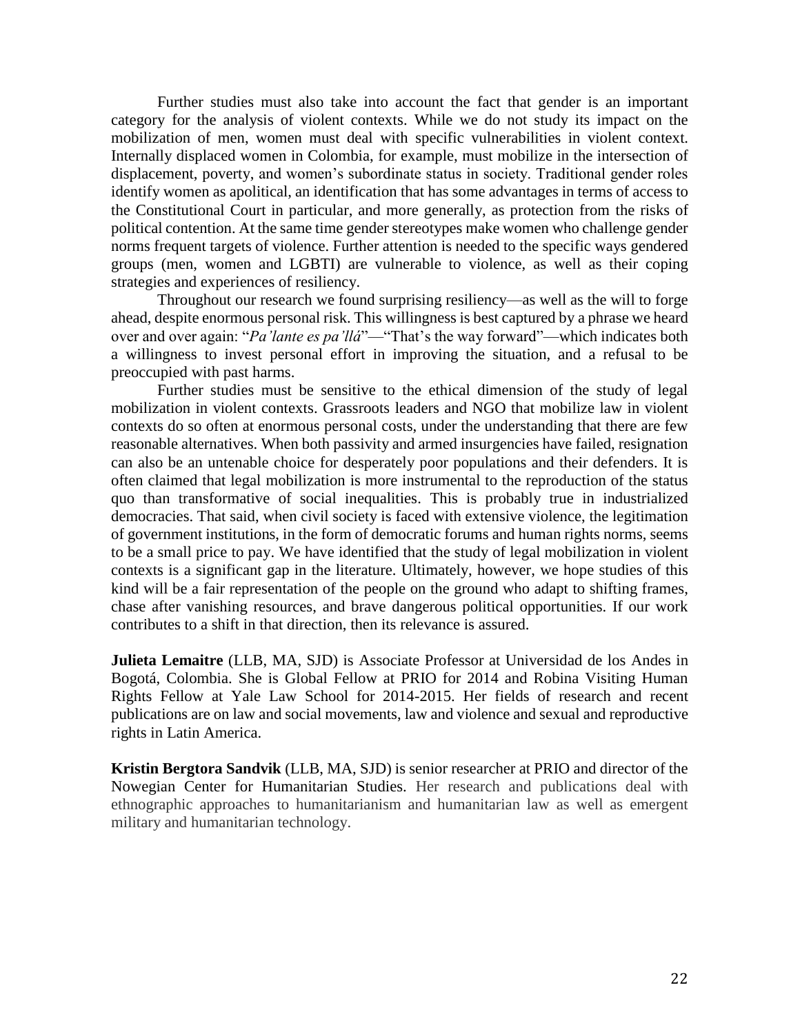Further studies must also take into account the fact that gender is an important category for the analysis of violent contexts. While we do not study its impact on the mobilization of men, women must deal with specific vulnerabilities in violent context. Internally displaced women in Colombia, for example, must mobilize in the intersection of displacement, poverty, and women's subordinate status in society. Traditional gender roles identify women as apolitical, an identification that has some advantages in terms of access to the Constitutional Court in particular, and more generally, as protection from the risks of political contention. At the same time gender stereotypes make women who challenge gender norms frequent targets of violence. Further attention is needed to the specific ways gendered groups (men, women and LGBTI) are vulnerable to violence, as well as their coping strategies and experiences of resiliency.

Throughout our research we found surprising resiliency—as well as the will to forge ahead, despite enormous personal risk. This willingness is best captured by a phrase we heard over and over again: "*Pa'lante es pa'llá*"—"That's the way forward"—which indicates both a willingness to invest personal effort in improving the situation, and a refusal to be preoccupied with past harms.

Further studies must be sensitive to the ethical dimension of the study of legal mobilization in violent contexts. Grassroots leaders and NGO that mobilize law in violent contexts do so often at enormous personal costs, under the understanding that there are few reasonable alternatives. When both passivity and armed insurgencies have failed, resignation can also be an untenable choice for desperately poor populations and their defenders. It is often claimed that legal mobilization is more instrumental to the reproduction of the status quo than transformative of social inequalities. This is probably true in industrialized democracies. That said, when civil society is faced with extensive violence, the legitimation of government institutions, in the form of democratic forums and human rights norms, seems to be a small price to pay. We have identified that the study of legal mobilization in violent contexts is a significant gap in the literature. Ultimately, however, we hope studies of this kind will be a fair representation of the people on the ground who adapt to shifting frames, chase after vanishing resources, and brave dangerous political opportunities. If our work contributes to a shift in that direction, then its relevance is assured.

**Julieta Lemaitre** (LLB, MA, SJD) is Associate Professor at Universidad de los Andes in Bogotá, Colombia. She is Global Fellow at PRIO for 2014 and Robina Visiting Human Rights Fellow at Yale Law School for 2014-2015. Her fields of research and recent publications are on law and social movements, law and violence and sexual and reproductive rights in Latin America.

**Kristin Bergtora Sandvik** (LLB, MA, SJD) is senior researcher at PRIO and director of the Nowegian Center for Humanitarian Studies. Her research and publications deal with ethnographic approaches to humanitarianism and humanitarian law as well as emergent military and humanitarian technology.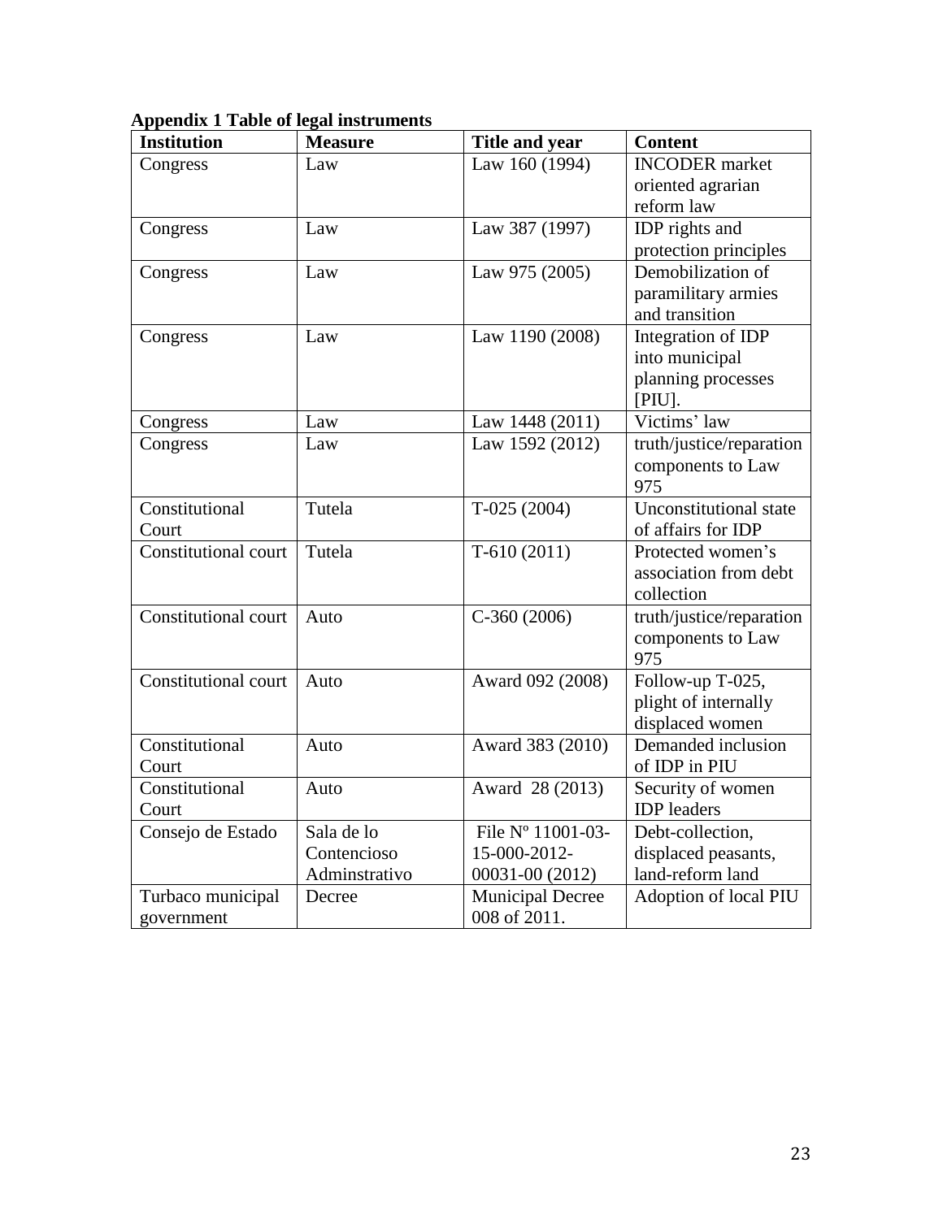**Appendix 1 Table of legal instruments**

| Institution | Measure | Title and year | Content |
|---|---|---|---|
| Congress | Law | Law 160 (1994) | INCODER market oriented agrarian reform law |
| Congress | Law | Law 387 (1997) | IDP rights and protection principles |
| Congress | Law | Law 975 (2005) | Demobilization of paramilitary armies and transition |
| Congress | Law | Law 1190 (2008) | Integration of IDP into municipal planning processes [PIU]. |
| Congress | Law | Law 1448 (2011) | Victims' law |
| Congress | Law | Law 1592 (2012) | truth/justice/reparation components to Law 975 |
| Constitutional Court | Tutela | T-025 (2004) | Unconstitutional state of affairs for IDP |
| Constitutional court | Tutela | T-610 (2011) | Protected women's association from debt collection |
| Constitutional court | Auto | C-360 (2006) | truth/justice/reparation components to Law 975 |
| Constitutional court | Auto | Award 092 (2008) | Follow-up T-025, plight of internally displaced women |
| Constitutional Court | Auto | Award 383 (2010) | Demanded inclusion of IDP in PIU |
| Constitutional Court | Auto | Award 28 (2013) | Security of women IDP leaders |
| Consejo de Estado | Sala de lo Contencioso Adminstrativo | File Nº 11001-03-15-000-2012-00031-00 (2012) | Debt-collection, displaced peasants, land-reform land |
| Turbaco municipal government | Decree | Municipal Decree 008 of 2011. | Adoption of local PIU |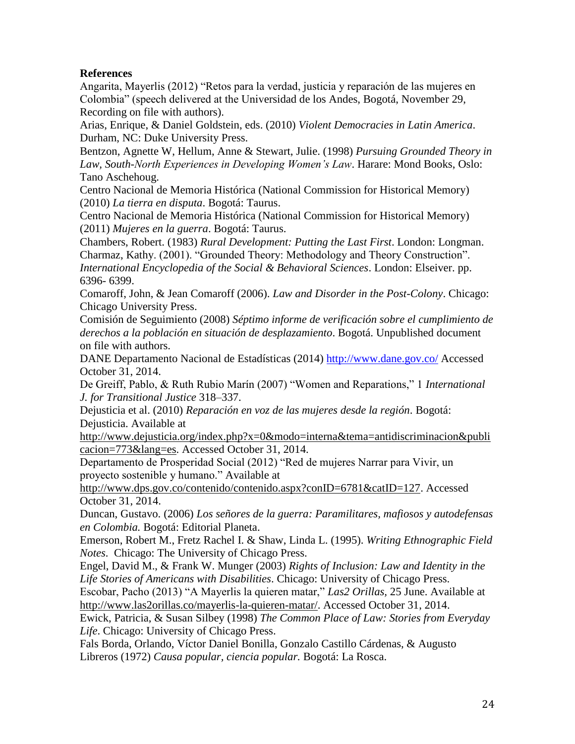**References**

Angarita, Mayerlis (2012) "Retos para la verdad, justicia y reparación de las mujeres en Colombia" (speech delivered at the Universidad de los Andes, Bogotá, November 29, Recording on file with authors).

Arias, Enrique, & Daniel Goldstein, eds. (2010) *Violent Democracies in Latin America*. Durham, NC: Duke University Press.

Bentzon, Agnette W, Hellum, Anne & Stewart, Julie. (1998) *Pursuing Grounded Theory in Law, South-North Experiences in Developing Women's Law*. Harare: Mond Books, Oslo: Tano Aschehoug.

Centro Nacional de Memoria Histórica (National Commission for Historical Memory) (2010) *La tierra en disputa*. Bogotá: Taurus.

Centro Nacional de Memoria Histórica (National Commission for Historical Memory) (2011) *Mujeres en la guerra*. Bogotá: Taurus.

Chambers, Robert. (1983) *Rural Development: Putting the Last First*. London: Longman.

Charmaz, Kathy. (2001). "Grounded Theory: Methodology and Theory Construction". *International Encyclopedia of the Social & Behavioral Sciences*. London: Elseiver. pp. 6396- 6399.

Comaroff, John, & Jean Comaroff (2006). *Law and Disorder in the Post-Colony*. Chicago: Chicago University Press.

Comisión de Seguimiento (2008) *Séptimo informe de verificación sobre el cumplimiento de derechos a la población en situación de desplazamiento*. Bogotá. Unpublished document on file with authors.

DANE Departamento Nacional de Estadísticas (2014) http://www.dane.gov.co/ Accessed October 31, 2014.

De Greiff, Pablo, & Ruth Rubio Marín (2007) "Women and Reparations," 1 *International J. for Transitional Justice* 318–337.

Dejusticia et al. (2010) *Reparación en voz de las mujeres desde la región*. Bogotá: Dejusticia. Available at http://www.dejusticia.org/index.php?x=0&modo=interna&tema=antidiscriminacion&publicacion=773&lang=es. Accessed October 31, 2014.

Departamento de Prosperidad Social (2012) "Red de mujeres Narrar para Vivir, un proyecto sostenible y humano." Available at http://www.dps.gov.co/contenido/contenido.aspx?conID=6781&catID=127. Accessed October 31, 2014.

Duncan, Gustavo. (2006) *Los señores de la guerra: Paramilitares, mafiosos y autodefensas en Colombia.* Bogotá: Editorial Planeta.

Emerson, Robert M., Fretz Rachel I. & Shaw, Linda L. (1995). *Writing Ethnographic Field Notes*. Chicago: The University of Chicago Press.

Engel, David M., & Frank W. Munger (2003) *Rights of Inclusion: Law and Identity in the Life Stories of Americans with Disabilities*. Chicago: University of Chicago Press.

Escobar, Pacho (2013) "A Mayerlis la quieren matar," *Las2 Orillas*, 25 June. Available at http://www.las2orillas.co/mayerlis-la-quieren-matar/. Accessed October 31, 2014.

Ewick, Patricia, & Susan Silbey (1998) *The Common Place of Law: Stories from Everyday Life*. Chicago: University of Chicago Press.

Fals Borda, Orlando, Víctor Daniel Bonilla, Gonzalo Castillo Cárdenas, & Augusto Libreros (1972) *Causa popular, ciencia popular.* Bogotá: La Rosca.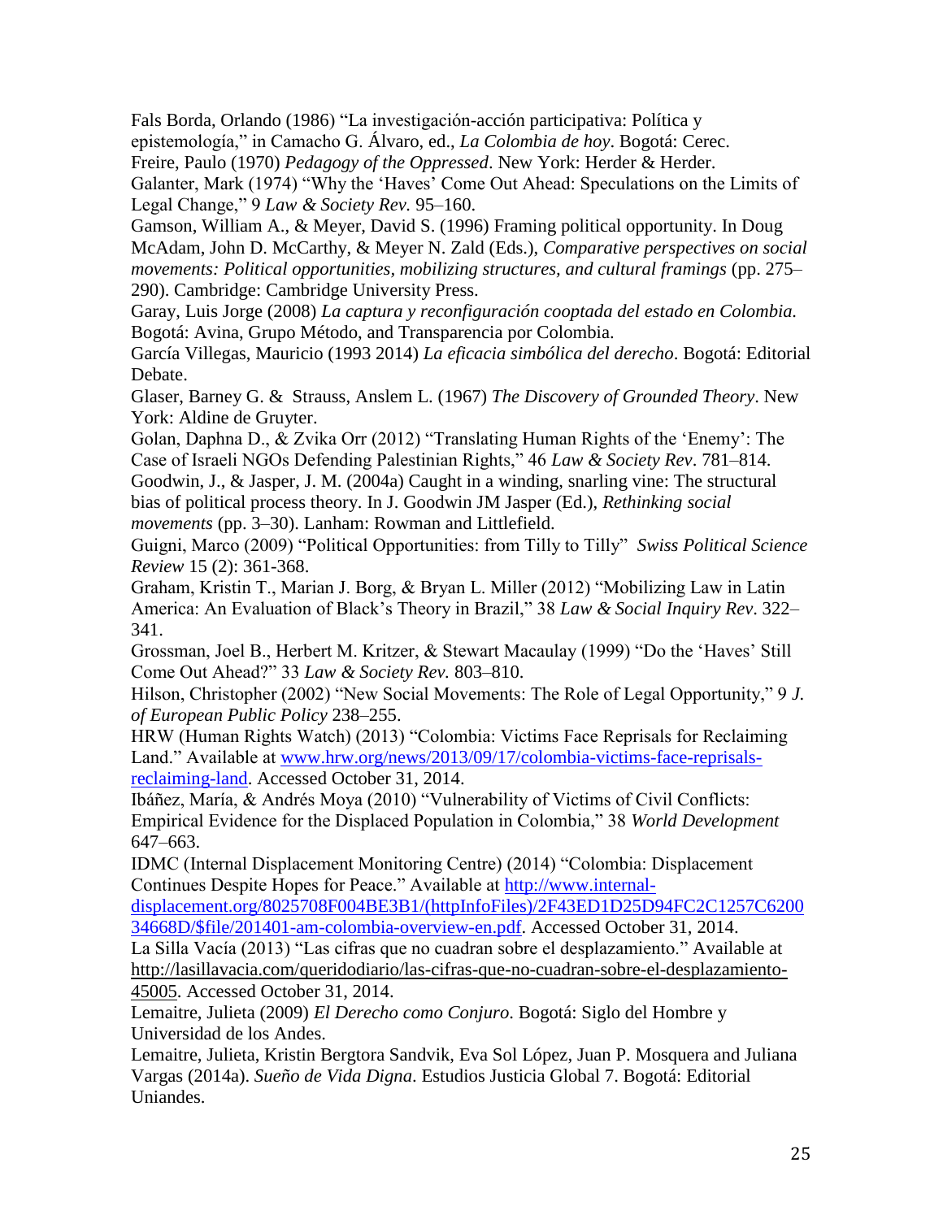Fals Borda, Orlando (1986) "La investigación-acción participativa: Política y epistemología," in Camacho G. Álvaro, ed., *La Colombia de hoy*. Bogotá: Cerec.

Freire, Paulo (1970) *Pedagogy of the Oppressed*. New York: Herder & Herder.

Galanter, Mark (1974) "Why the 'Haves' Come Out Ahead: Speculations on the Limits of Legal Change," 9 *Law & Society Rev.* 95–160.

Gamson, William A., & Meyer, David S. (1996) Framing political opportunity. In Doug McAdam, John D. McCarthy, & Meyer N. Zald (Eds.), *Comparative perspectives on social movements: Political opportunities, mobilizing structures, and cultural framings* (pp. 275–290). Cambridge: Cambridge University Press.

Garay, Luis Jorge (2008) *La captura y reconfiguración cooptada del estado en Colombia.* Bogotá: Avina, Grupo Método, and Transparencia por Colombia.

García Villegas, Mauricio (1993 2014) *La eficacia simbólica del derecho*. Bogotá: Editorial Debate.

Glaser, Barney G. & Strauss, Anslem L. (1967) *The Discovery of Grounded Theory*. New York: Aldine de Gruyter.

Golan, Daphna D., & Zvika Orr (2012) "Translating Human Rights of the 'Enemy': The Case of Israeli NGOs Defending Palestinian Rights," 46 *Law & Society Rev*. 781–814.

Goodwin, J., & Jasper, J. M. (2004a) Caught in a winding, snarling vine: The structural bias of political process theory. In J. Goodwin JM Jasper (Ed.), *Rethinking social movements* (pp. 3–30). Lanham: Rowman and Littlefield.

Guigni, Marco (2009) "Political Opportunities: from Tilly to Tilly" *Swiss Political Science Review* 15 (2): 361-368.

Graham, Kristin T., Marian J. Borg, & Bryan L. Miller (2012) "Mobilizing Law in Latin America: An Evaluation of Black's Theory in Brazil," 38 *Law & Social Inquiry Rev*. 322–341.

Grossman, Joel B., Herbert M. Kritzer, & Stewart Macaulay (1999) "Do the 'Haves' Still Come Out Ahead?" 33 *Law & Society Rev.* 803–810.

Hilson, Christopher (2002) "New Social Movements: The Role of Legal Opportunity," 9 *J. of European Public Policy* 238–255.

HRW (Human Rights Watch) (2013) "Colombia: Victims Face Reprisals for Reclaiming Land." Available at www.hrw.org/news/2013/09/17/colombia-victims-face-reprisals-reclaiming-land. Accessed October 31, 2014.

Ibáñez, María, & Andrés Moya (2010) "Vulnerability of Victims of Civil Conflicts: Empirical Evidence for the Displaced Population in Colombia," 38 *World Development* 647–663.

IDMC (Internal Displacement Monitoring Centre) (2014) "Colombia: Displacement Continues Despite Hopes for Peace." Available at http://www.internal-displacement.org/8025708F004BE3B1/(httpInfoFiles)/2F43ED1D25D94FC2C1257C620034668D/$file/201401-am-colombia-overview-en.pdf. Accessed October 31, 2014.

La Silla Vacía (2013) "Las cifras que no cuadran sobre el desplazamiento." Available at http://lasillavacia.com/queridodiario/las-cifras-que-no-cuadran-sobre-el-desplazamiento-45005. Accessed October 31, 2014.

Lemaitre, Julieta (2009) *El Derecho como Conjuro*. Bogotá: Siglo del Hombre y Universidad de los Andes.

Lemaitre, Julieta, Kristin Bergtora Sandvik, Eva Sol López, Juan P. Mosquera and Juliana Vargas (2014a). *Sueño de Vida Digna*. Estudios Justicia Global 7. Bogotá: Editorial Uniandes.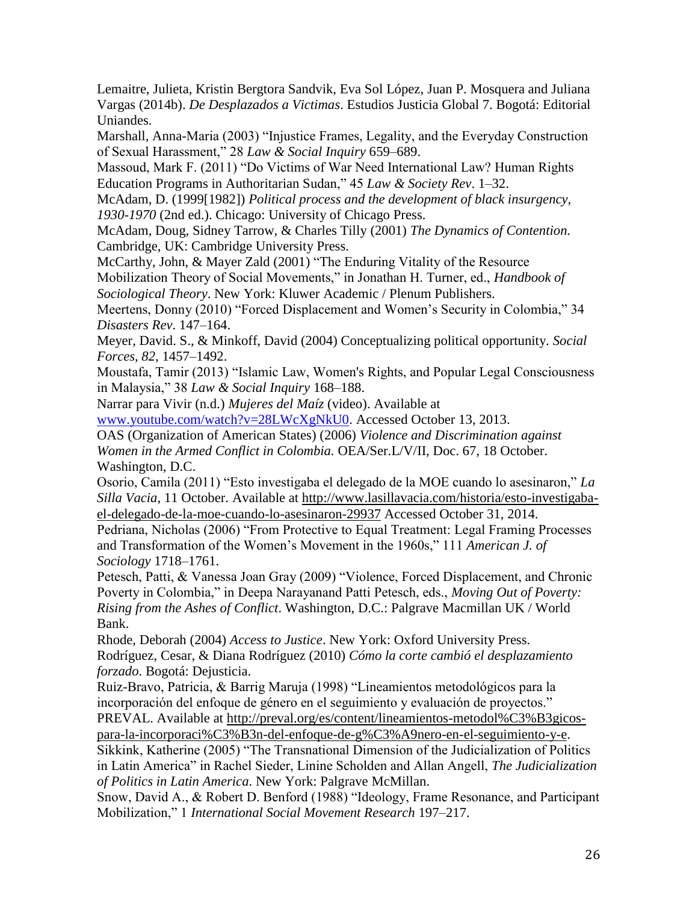Lemaitre, Julieta, Kristin Bergtora Sandvik, Eva Sol López, Juan P. Mosquera and Juliana Vargas (2014b). *De Desplazados a Victimas*. Estudios Justicia Global 7. Bogotá: Editorial Uniandes.

Marshall, Anna-Maria (2003) "Injustice Frames, Legality, and the Everyday Construction of Sexual Harassment," 28 *Law & Social Inquiry* 659–689.

Massoud, Mark F. (2011) "Do Victims of War Need International Law? Human Rights Education Programs in Authoritarian Sudan," 45 *Law & Society Rev*. 1–32.

McAdam, D. (1999[1982]) *Political process and the development of black insurgency, 1930-1970* (2nd ed.). Chicago: University of Chicago Press.

McAdam, Doug, Sidney Tarrow, & Charles Tilly (2001) *The Dynamics of Contention.* Cambridge, UK: Cambridge University Press.

McCarthy, John, & Mayer Zald (2001) "The Enduring Vitality of the Resource Mobilization Theory of Social Movements," in Jonathan H. Turner, ed., *Handbook of Sociological Theory*. New York: Kluwer Academic / Plenum Publishers.

Meertens, Donny (2010) "Forced Displacement and Women's Security in Colombia," 34 *Disasters Rev*. 147–164.

Meyer, David. S., & Minkoff, David (2004) Conceptualizing political opportunity. *Social Forces, 82*, 1457–1492.

Moustafa, Tamir (2013) "Islamic Law, Women's Rights, and Popular Legal Consciousness in Malaysia," 38 *Law & Social Inquiry* 168–188.

Narrar para Vivir (n.d.) *Mujeres del Maíz* (video). Available at www.youtube.com/watch?v=28LWcXgNkU0. Accessed October 13, 2013.

OAS (Organization of American States) (2006) *Violence and Discrimination against Women in the Armed Conflict in Colombia.* OEA/Ser.L/V/II, Doc. 67, 18 October. Washington, D.C.

Osorio, Camila (2011) "Esto investigaba el delegado de la MOE cuando lo asesinaron," *La Silla Vacia*, 11 October. Available at http://www.lasillavacia.com/historia/esto-investigaba-el-delegado-de-la-moe-cuando-lo-asesinaron-29937 Accessed October 31, 2014.

Pedriana, Nicholas (2006) "From Protective to Equal Treatment: Legal Framing Processes and Transformation of the Women's Movement in the 1960s," 111 *American J. of Sociology* 1718–1761.

Petesch, Patti, & Vanessa Joan Gray (2009) "Violence, Forced Displacement, and Chronic Poverty in Colombia," in Deepa Narayanand Patti Petesch, eds., *Moving Out of Poverty: Rising from the Ashes of Conflict*. Washington, D.C.: Palgrave Macmillan UK / World Bank.

Rhode, Deborah (2004) *Access to Justice*. New York: Oxford University Press.

Rodríguez, Cesar, & Diana Rodríguez (2010) *Cómo la corte cambió el desplazamiento forzado*. Bogotá: Dejusticia.

Ruiz-Bravo, Patricia, & Barrig Maruja (1998) "Lineamientos metodológicos para la incorporación del enfoque de género en el seguimiento y evaluación de proyectos." PREVAL. Available at http://preval.org/es/content/lineamientos-metodol%C3%B3gicos-para-la-incorporaci%C3%B3n-del-enfoque-de-g%C3%A9nero-en-el-seguimiento-y-e.

Sikkink, Katherine (2005) "The Transnational Dimension of the Judicialization of Politics in Latin America" in Rachel Sieder, Linine Scholden and Allan Angell, *The Judicialization of Politics in Latin America*. New York: Palgrave McMillan.

Snow, David A., & Robert D. Benford (1988) "Ideology, Frame Resonance, and Participant Mobilization," 1 *International Social Movement Research* 197–217.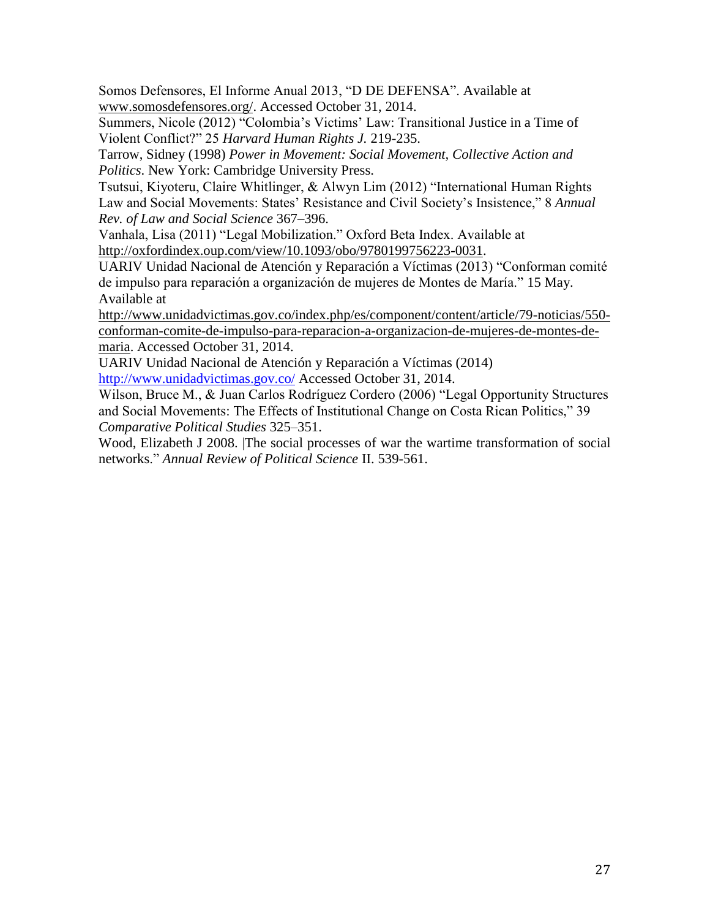Somos Defensores, El Informe Anual 2013, "D DE DEFENSA". Available at www.somosdefensores.org/. Accessed October 31, 2014.

Summers, Nicole (2012) "Colombia's Victims' Law: Transitional Justice in a Time of Violent Conflict?" 25 *Harvard Human Rights J.* 219-235.

Tarrow, Sidney (1998) *Power in Movement: Social Movement, Collective Action and Politics*. New York: Cambridge University Press.

Tsutsui, Kiyoteru, Claire Whitlinger, & Alwyn Lim (2012) "International Human Rights Law and Social Movements: States' Resistance and Civil Society's Insistence," 8 *Annual Rev. of Law and Social Science* 367–396.

Vanhala, Lisa (2011) "Legal Mobilization." Oxford Beta Index. Available at http://oxfordindex.oup.com/view/10.1093/obo/9780199756223-0031.

UARIV Unidad Nacional de Atención y Reparación a Víctimas (2013) "Conforman comité de impulso para reparación a organización de mujeres de Montes de María." 15 May. Available at http://www.unidadvictimas.gov.co/index.php/es/component/content/article/79-noticias/550-conforman-comite-de-impulso-para-reparacion-a-organizacion-de-mujeres-de-montes-de-maria. Accessed October 31, 2014.

UARIV Unidad Nacional de Atención y Reparación a Víctimas (2014) http://www.unidadvictimas.gov.co/ Accessed October 31, 2014.

Wilson, Bruce M., & Juan Carlos Rodríguez Cordero (2006) "Legal Opportunity Structures and Social Movements: The Effects of Institutional Change on Costa Rican Politics," 39 *Comparative Political Studies* 325–351.

Wood, Elizabeth J 2008. |The social processes of war the wartime transformation of social networks." *Annual Review of Political Science* II. 539-561.